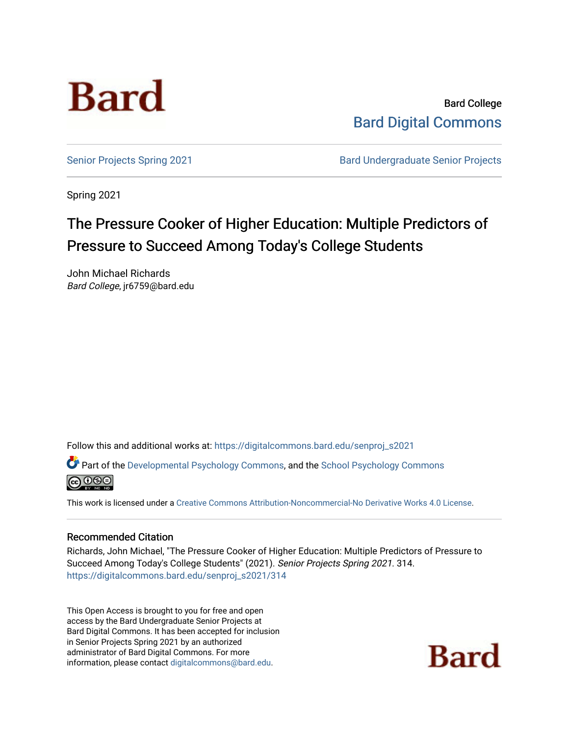Bard

Bard College
Bard Digital Commons

Senior Projects Spring 2021 | Bard Undergraduate Senior Projects

Spring 2021

# The Pressure Cooker of Higher Education: Multiple Predictors of Pressure to Succeed Among Today's College Students

John Michael Richards
*Bard College*, jr6759@bard.edu

Follow this and additional works at: https://digitalcommons.bard.edu/senproj_s2021

Part of the Developmental Psychology Commons, and the School Psychology Commons

This work is licensed under a Creative Commons Attribution-Noncommercial-No Derivative Works 4.0 License.

## Recommended Citation

Richards, John Michael, "The Pressure Cooker of Higher Education: Multiple Predictors of Pressure to Succeed Among Today's College Students" (2021). *Senior Projects Spring 2021*. 314.
https://digitalcommons.bard.edu/senproj_s2021/314

This Open Access is brought to you for free and open access by the Bard Undergraduate Senior Projects at Bard Digital Commons. It has been accepted for inclusion in Senior Projects Spring 2021 by an authorized administrator of Bard Digital Commons. For more information, please contact digitalcommons@bard.edu.

Bard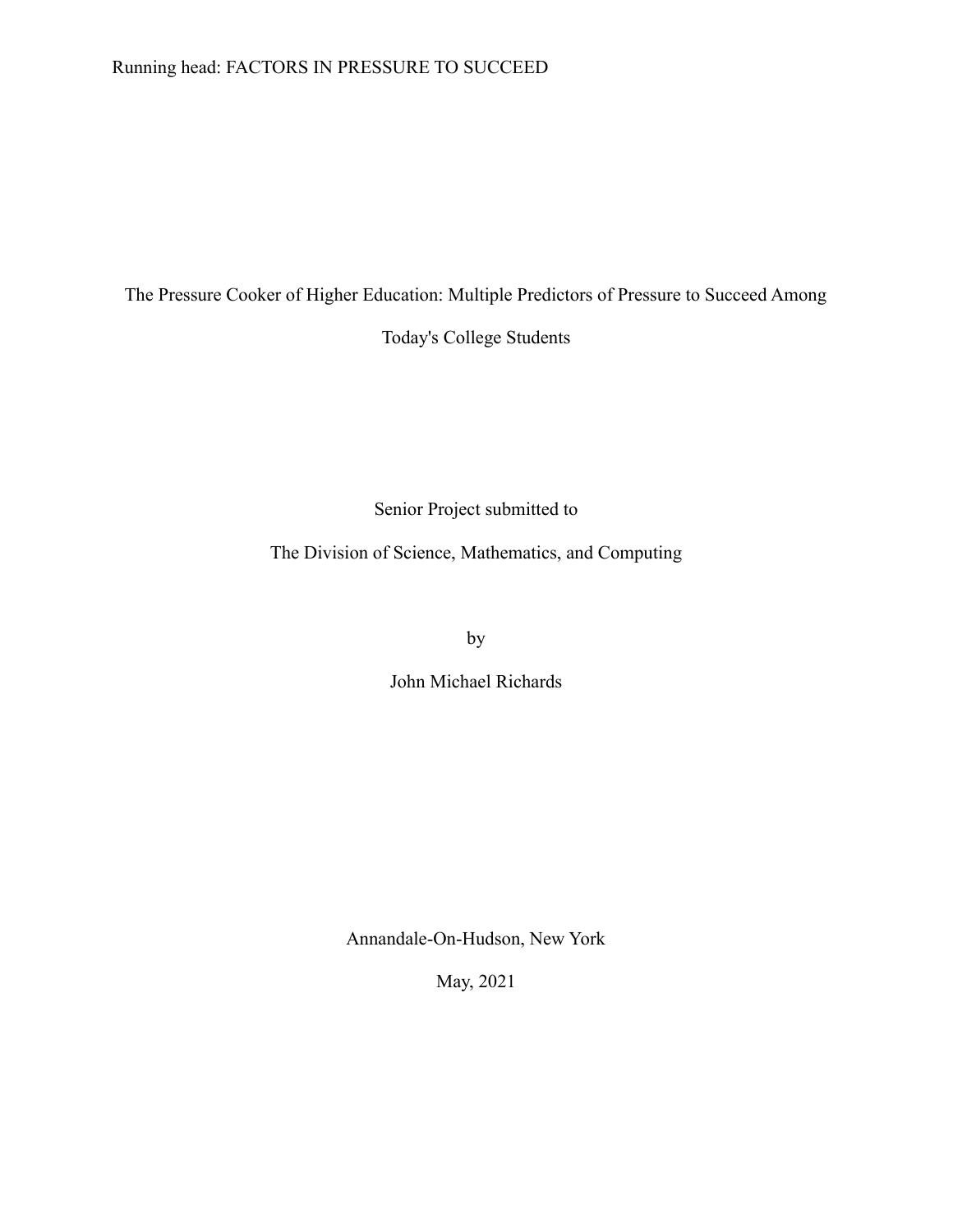# The Pressure Cooker of Higher Education: Multiple Predictors of Pressure to Succeed Among Today's College Students

Senior Project submitted to

The Division of Science, Mathematics, and Computing

by

John Michael Richards

Annandale-On-Hudson, New York

May, 2021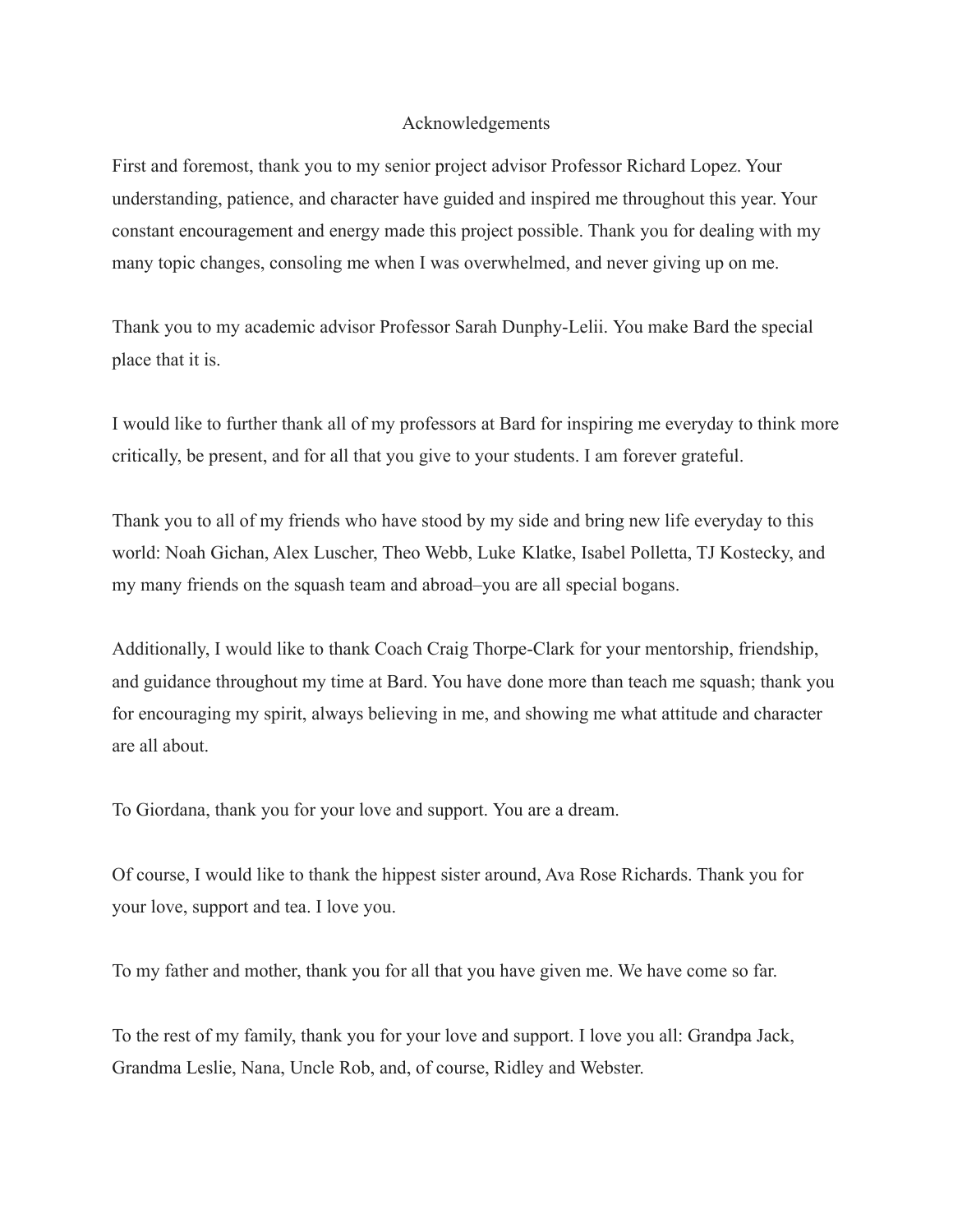# Acknowledgements

First and foremost, thank you to my senior project advisor Professor Richard Lopez. Your understanding, patience, and character have guided and inspired me throughout this year. Your constant encouragement and energy made this project possible. Thank you for dealing with my many topic changes, consoling me when I was overwhelmed, and never giving up on me.

Thank you to my academic advisor Professor Sarah Dunphy-Lelii. You make Bard the special place that it is.

I would like to further thank all of my professors at Bard for inspiring me everyday to think more critically, be present, and for all that you give to your students. I am forever grateful.

Thank you to all of my friends who have stood by my side and bring new life everyday to this world: Noah Gichan, Alex Luscher, Theo Webb, Luke Klatke, Isabel Polletta, TJ Kostecky, and my many friends on the squash team and abroad–you are all special bogans.

Additionally, I would like to thank Coach Craig Thorpe-Clark for your mentorship, friendship, and guidance throughout my time at Bard. You have done more than teach me squash; thank you for encouraging my spirit, always believing in me, and showing me what attitude and character are all about.

To Giordana, thank you for your love and support. You are a dream.

Of course, I would like to thank the hippest sister around, Ava Rose Richards. Thank you for your love, support and tea. I love you.

To my father and mother, thank you for all that you have given me. We have come so far.

To the rest of my family, thank you for your love and support. I love you all: Grandpa Jack, Grandma Leslie, Nana, Uncle Rob, and, of course, Ridley and Webster.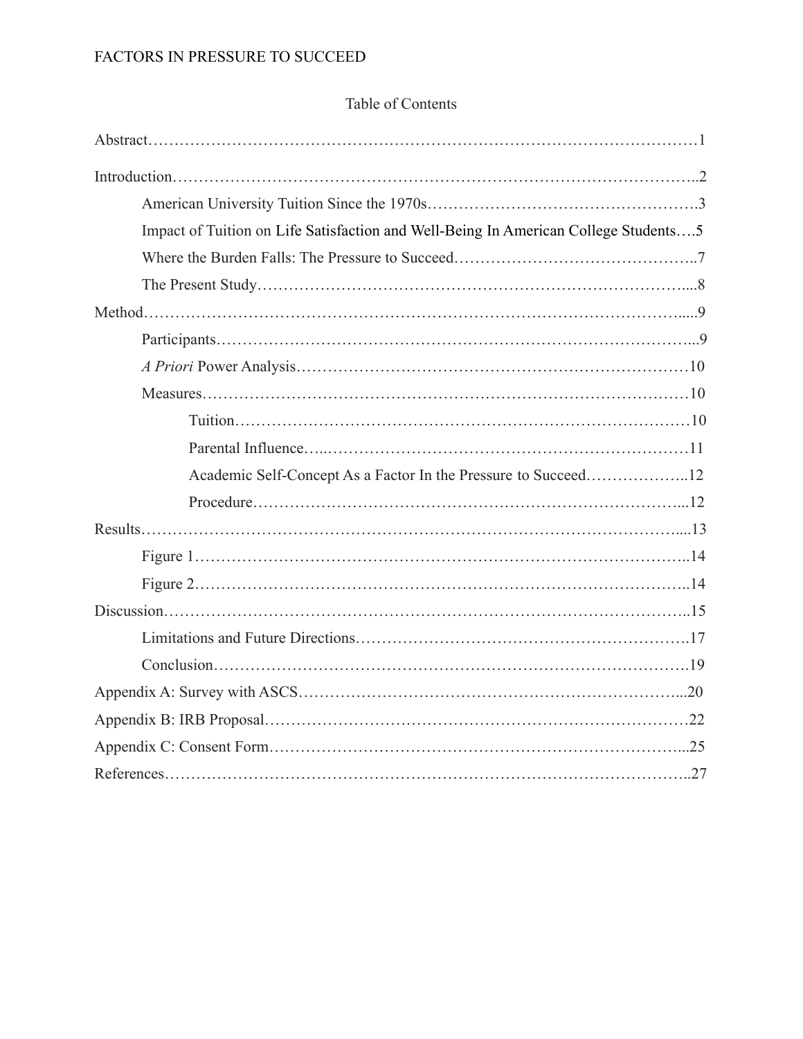# Table of Contents

Abstract……………………………………………………………………………………………1

Introduction……………………………………………………………………………………..2

- American University Tuition Since the 1970s………………………………………….3
- Impact of Tuition on Life Satisfaction and Well-Being In American College Students….5
- Where the Burden Falls: The Pressure to Succeed……………………………………..7
- The Present Study………………………………………………………………………....8

Method………………………………………………………………………………………….....9

- Participants……………………………………………………………………………...9
- *A Priori* Power Analysis……………………………………………………………………10
- Measures…………………………………………………………………………………10
  - Tuition………………………………………………………………………………10
  - Parental Influence…..………………………………………………………………11
  - Academic Self-Concept As a Factor In the Pressure to Succeed………………..12
  - Procedure……………………………………………………………………...12

Results……………………………………………………………………………………….....13

- Figure 1…………………………………………………………………………………..14
- Figure 2…………………………………………………………………………………..14

Discussion……………………………………………………………………………………..15

- Limitations and Future Directions……………………………………………………….17
- Conclusion……………………………………………………………………………….19

Appendix A: Survey with ASCS…………………………………………………………………...20

Appendix B: IRB Proposal…………………………………………………………………………22

Appendix C: Consent Form………………………………………………………………………...25

References…………………………………………………………………………………………..27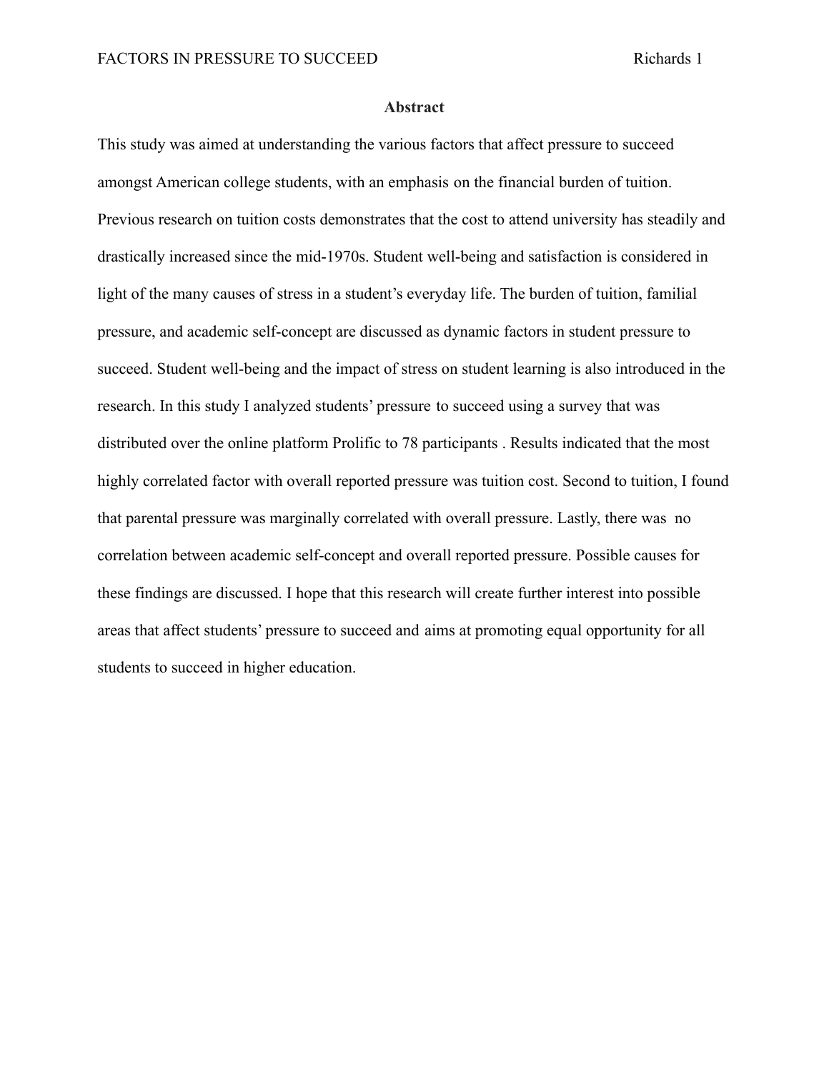## Abstract

This study was aimed at understanding the various factors that affect pressure to succeed amongst American college students, with an emphasis on the financial burden of tuition. Previous research on tuition costs demonstrates that the cost to attend university has steadily and drastically increased since the mid-1970s. Student well-being and satisfaction is considered in light of the many causes of stress in a student's everyday life. The burden of tuition, familial pressure, and academic self-concept are discussed as dynamic factors in student pressure to succeed. Student well-being and the impact of stress on student learning is also introduced in the research. In this study I analyzed students' pressure to succeed using a survey that was distributed over the online platform Prolific to 78 participants . Results indicated that the most highly correlated factor with overall reported pressure was tuition cost. Second to tuition, I found that parental pressure was marginally correlated with overall pressure. Lastly, there was no correlation between academic self-concept and overall reported pressure. Possible causes for these findings are discussed. I hope that this research will create further interest into possible areas that affect students' pressure to succeed and aims at promoting equal opportunity for all students to succeed in higher education.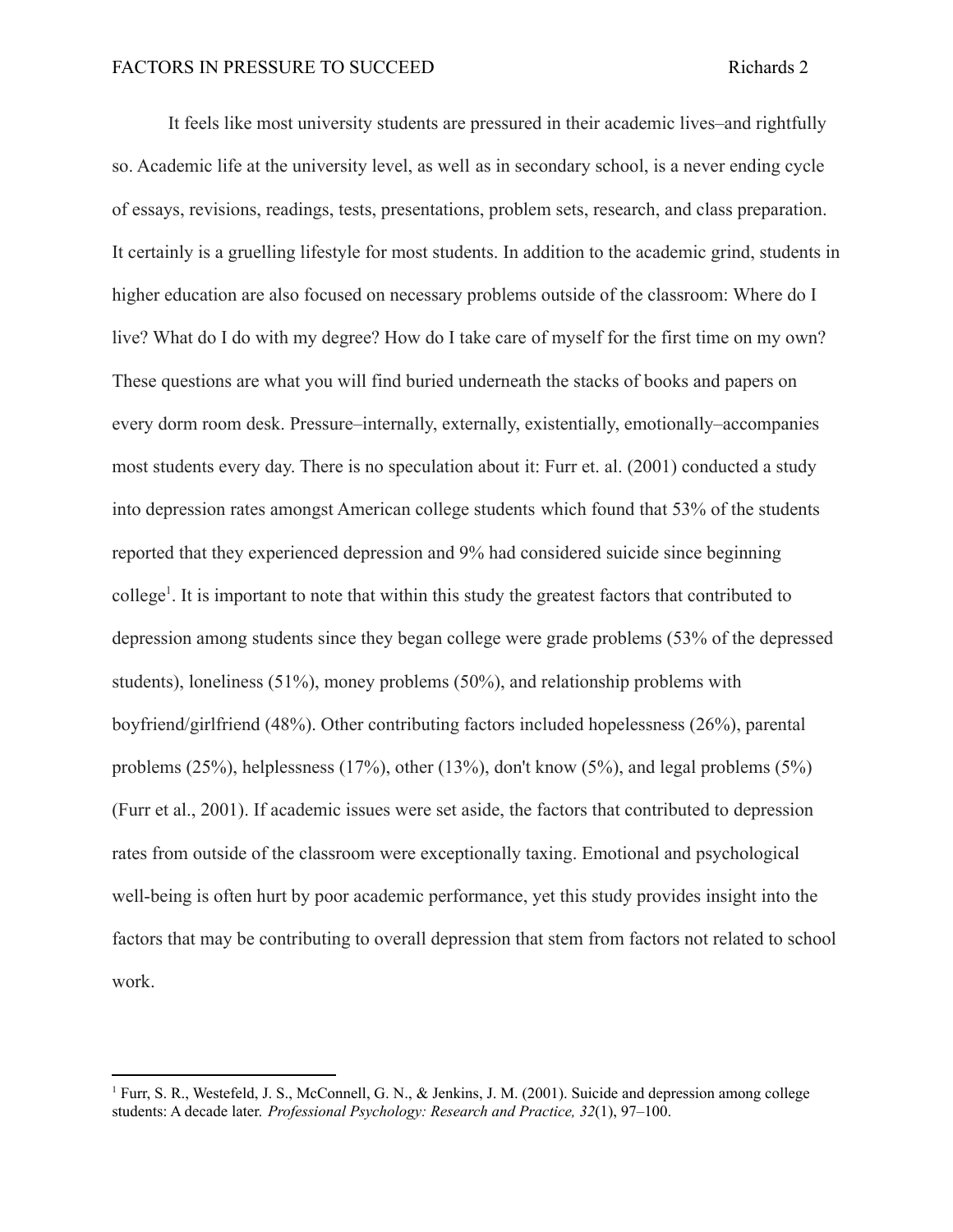It feels like most university students are pressured in their academic lives–and rightfully so. Academic life at the university level, as well as in secondary school, is a never ending cycle of essays, revisions, readings, tests, presentations, problem sets, research, and class preparation. It certainly is a gruelling lifestyle for most students. In addition to the academic grind, students in higher education are also focused on necessary problems outside of the classroom: Where do I live? What do I do with my degree? How do I take care of myself for the first time on my own? These questions are what you will find buried underneath the stacks of books and papers on every dorm room desk. Pressure–internally, externally, existentially, emotionally–accompanies most students every day. There is no speculation about it: Furr et. al. (2001) conducted a study into depression rates amongst American college students which found that 53% of the students reported that they experienced depression and 9% had considered suicide since beginning college[1]. It is important to note that within this study the greatest factors that contributed to depression among students since they began college were grade problems (53% of the depressed students), loneliness (51%), money problems (50%), and relationship problems with boyfriend/girlfriend (48%). Other contributing factors included hopelessness (26%), parental problems (25%), helplessness (17%), other (13%), don't know (5%), and legal problems (5%) (Furr et al., 2001). If academic issues were set aside, the factors that contributed to depression rates from outside of the classroom were exceptionally taxing. Emotional and psychological well-being is often hurt by poor academic performance, yet this study provides insight into the factors that may be contributing to overall depression that stem from factors not related to school work.

---

[1] Furr, S. R., Westefeld, J. S., McConnell, G. N., & Jenkins, J. M. (2001). Suicide and depression among college students: A decade later. *Professional Psychology: Research and Practice, 32*(1), 97–100.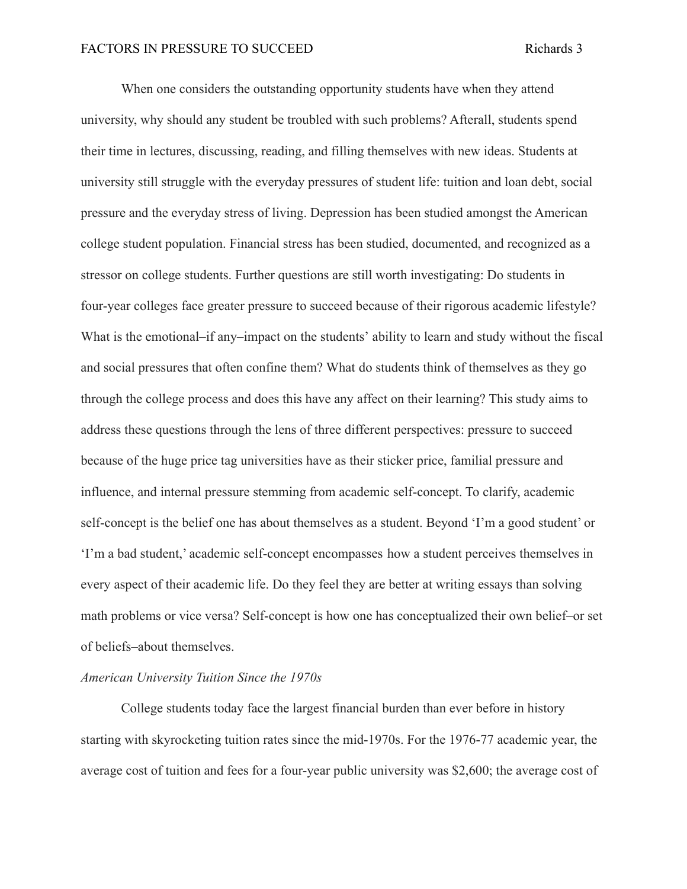When one considers the outstanding opportunity students have when they attend university, why should any student be troubled with such problems? Afterall, students spend their time in lectures, discussing, reading, and filling themselves with new ideas. Students at university still struggle with the everyday pressures of student life: tuition and loan debt, social pressure and the everyday stress of living. Depression has been studied amongst the American college student population. Financial stress has been studied, documented, and recognized as a stressor on college students. Further questions are still worth investigating: Do students in four-year colleges face greater pressure to succeed because of their rigorous academic lifestyle? What is the emotional–if any–impact on the students' ability to learn and study without the fiscal and social pressures that often confine them? What do students think of themselves as they go through the college process and does this have any affect on their learning? This study aims to address these questions through the lens of three different perspectives: pressure to succeed because of the huge price tag universities have as their sticker price, familial pressure and influence, and internal pressure stemming from academic self-concept. To clarify, academic self-concept is the belief one has about themselves as a student. Beyond 'I'm a good student' or 'I'm a bad student,' academic self-concept encompasses how a student perceives themselves in every aspect of their academic life. Do they feel they are better at writing essays than solving math problems or vice versa? Self-concept is how one has conceptualized their own belief–or set of beliefs–about themselves.

*American University Tuition Since the 1970s*

College students today face the largest financial burden than ever before in history starting with skyrocketing tuition rates since the mid-1970s. For the 1976-77 academic year, the average cost of tuition and fees for a four-year public university was $2,600; the average cost of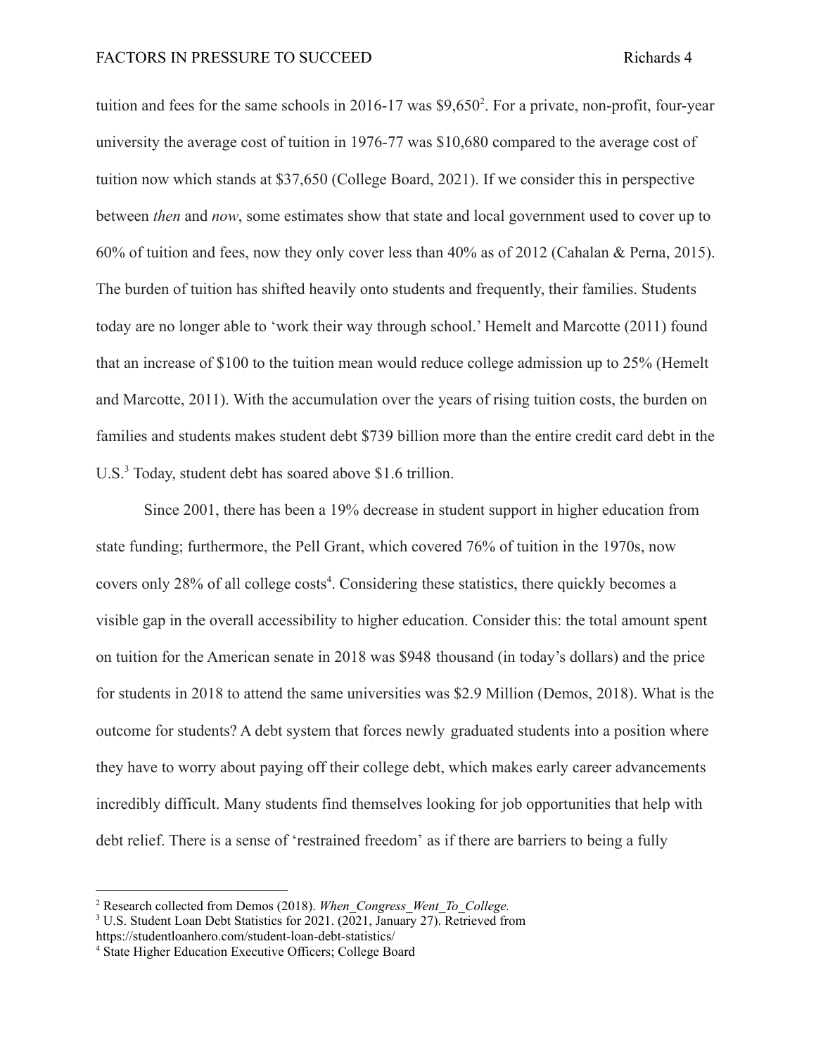tuition and fees for the same schools in 2016-17 was $9,650[2]. For a private, non-profit, four-year university the average cost of tuition in 1976-77 was $10,680 compared to the average cost of tuition now which stands at $37,650 (College Board, 2021). If we consider this in perspective between *then* and *now*, some estimates show that state and local government used to cover up to 60% of tuition and fees, now they only cover less than 40% as of 2012 (Cahalan & Perna, 2015). The burden of tuition has shifted heavily onto students and frequently, their families. Students today are no longer able to 'work their way through school.' Hemelt and Marcotte (2011) found that an increase of $100 to the tuition mean would reduce college admission up to 25% (Hemelt and Marcotte, 2011). With the accumulation over the years of rising tuition costs, the burden on families and students makes student debt $739 billion more than the entire credit card debt in the U.S.[3] Today, student debt has soared above $1.6 trillion.

Since 2001, there has been a 19% decrease in student support in higher education from state funding; furthermore, the Pell Grant, which covered 76% of tuition in the 1970s, now covers only 28% of all college costs[4]. Considering these statistics, there quickly becomes a visible gap in the overall accessibility to higher education. Consider this: the total amount spent on tuition for the American senate in 2018 was $948 thousand (in today's dollars) and the price for students in 2018 to attend the same universities was $2.9 Million (Demos, 2018). What is the outcome for students? A debt system that forces newly graduated students into a position where they have to worry about paying off their college debt, which makes early career advancements incredibly difficult. Many students find themselves looking for job opportunities that help with debt relief. There is a sense of 'restrained freedom' as if there are barriers to being a fully

---

[2] Research collected from Demos (2018). *When_Congress_Went_To_College.*

[3] U.S. Student Loan Debt Statistics for 2021. (2021, January 27). Retrieved from https://studentloanhero.com/student-loan-debt-statistics/

[4] State Higher Education Executive Officers; College Board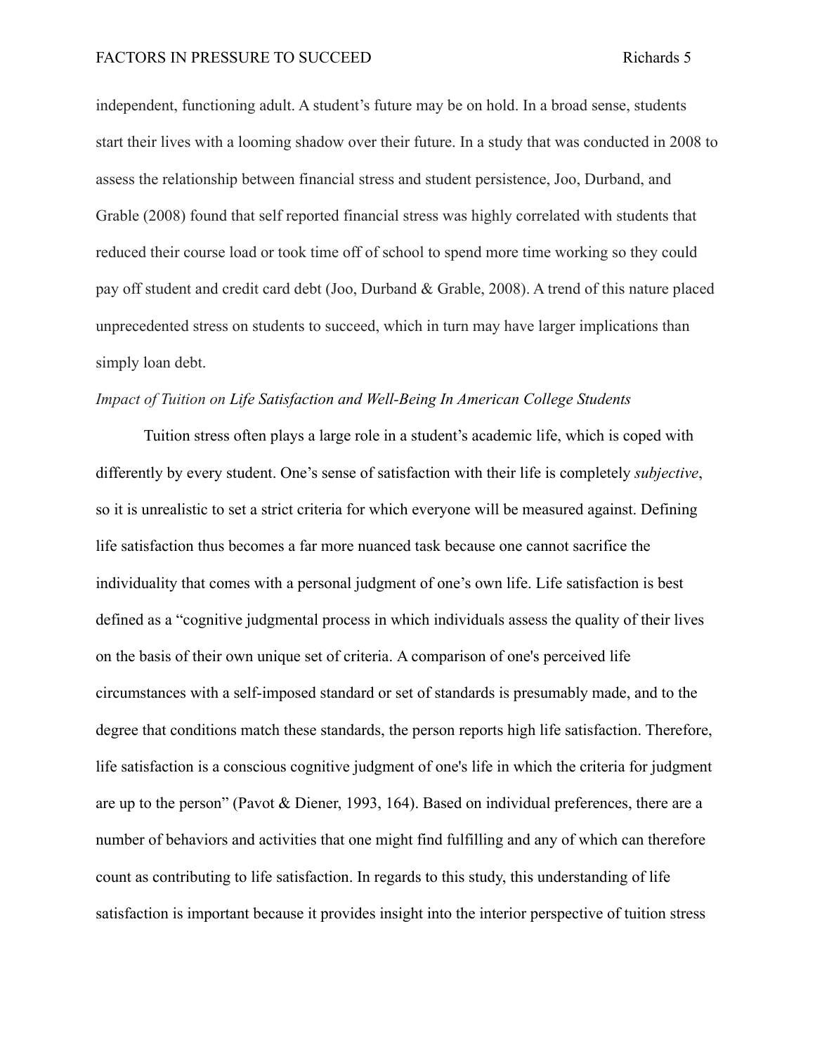independent, functioning adult. A student's future may be on hold. In a broad sense, students start their lives with a looming shadow over their future. In a study that was conducted in 2008 to assess the relationship between financial stress and student persistence, Joo, Durband, and Grable (2008) found that self reported financial stress was highly correlated with students that reduced their course load or took time off of school to spend more time working so they could pay off student and credit card debt (Joo, Durband & Grable, 2008). A trend of this nature placed unprecedented stress on students to succeed, which in turn may have larger implications than simply loan debt.

### *Impact of Tuition on Life Satisfaction and Well-Being In American College Students*

Tuition stress often plays a large role in a student's academic life, which is coped with differently by every student. One's sense of satisfaction with their life is completely *subjective*, so it is unrealistic to set a strict criteria for which everyone will be measured against. Defining life satisfaction thus becomes a far more nuanced task because one cannot sacrifice the individuality that comes with a personal judgment of one's own life. Life satisfaction is best defined as a "cognitive judgmental process in which individuals assess the quality of their lives on the basis of their own unique set of criteria. A comparison of one's perceived life circumstances with a self-imposed standard or set of standards is presumably made, and to the degree that conditions match these standards, the person reports high life satisfaction. Therefore, life satisfaction is a conscious cognitive judgment of one's life in which the criteria for judgment are up to the person" (Pavot & Diener, 1993, 164). Based on individual preferences, there are a number of behaviors and activities that one might find fulfilling and any of which can therefore count as contributing to life satisfaction. In regards to this study, this understanding of life satisfaction is important because it provides insight into the interior perspective of tuition stress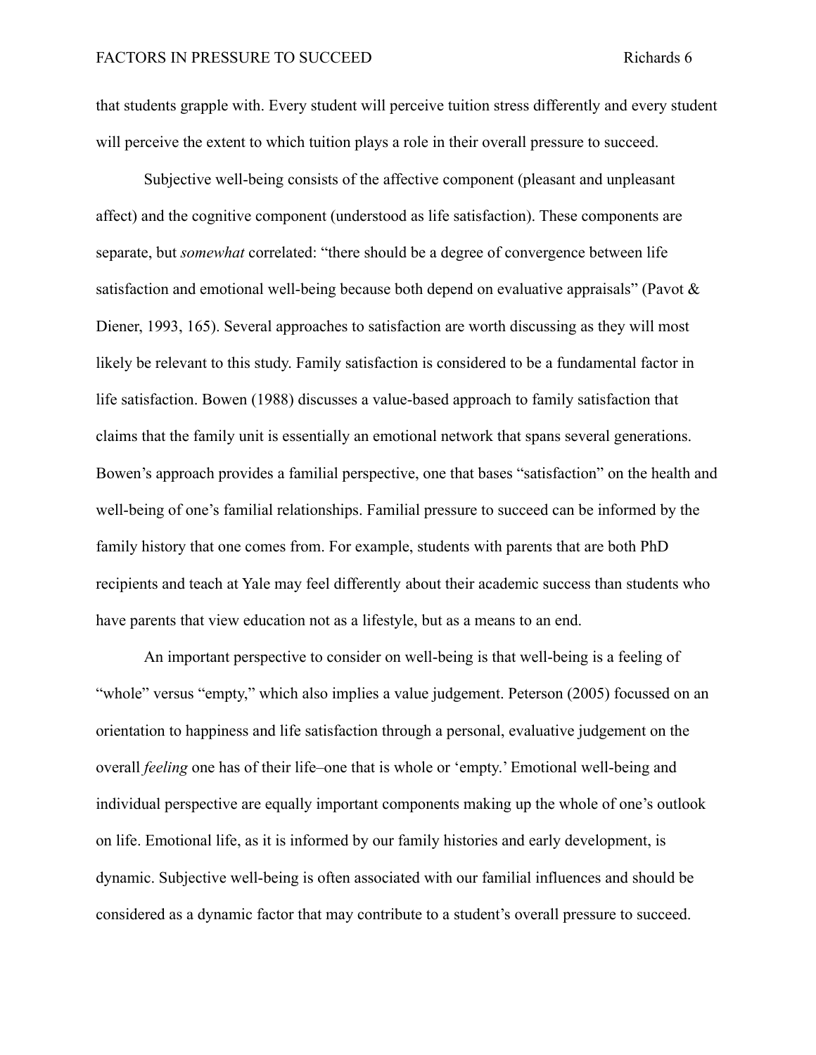that students grapple with. Every student will perceive tuition stress differently and every student will perceive the extent to which tuition plays a role in their overall pressure to succeed.

Subjective well-being consists of the affective component (pleasant and unpleasant affect) and the cognitive component (understood as life satisfaction). These components are separate, but *somewhat* correlated: “there should be a degree of convergence between life satisfaction and emotional well-being because both depend on evaluative appraisals” (Pavot & Diener, 1993, 165). Several approaches to satisfaction are worth discussing as they will most likely be relevant to this study. Family satisfaction is considered to be a fundamental factor in life satisfaction. Bowen (1988) discusses a value-based approach to family satisfaction that claims that the family unit is essentially an emotional network that spans several generations. Bowen’s approach provides a familial perspective, one that bases “satisfaction” on the health and well-being of one’s familial relationships. Familial pressure to succeed can be informed by the family history that one comes from. For example, students with parents that are both PhD recipients and teach at Yale may feel differently about their academic success than students who have parents that view education not as a lifestyle, but as a means to an end.

An important perspective to consider on well-being is that well-being is a feeling of “whole” versus “empty,” which also implies a value judgement. Peterson (2005) focussed on an orientation to happiness and life satisfaction through a personal, evaluative judgement on the overall *feeling* one has of their life–one that is whole or ‘empty.’ Emotional well-being and individual perspective are equally important components making up the whole of one’s outlook on life. Emotional life, as it is informed by our family histories and early development, is dynamic. Subjective well-being is often associated with our familial influences and should be considered as a dynamic factor that may contribute to a student’s overall pressure to succeed.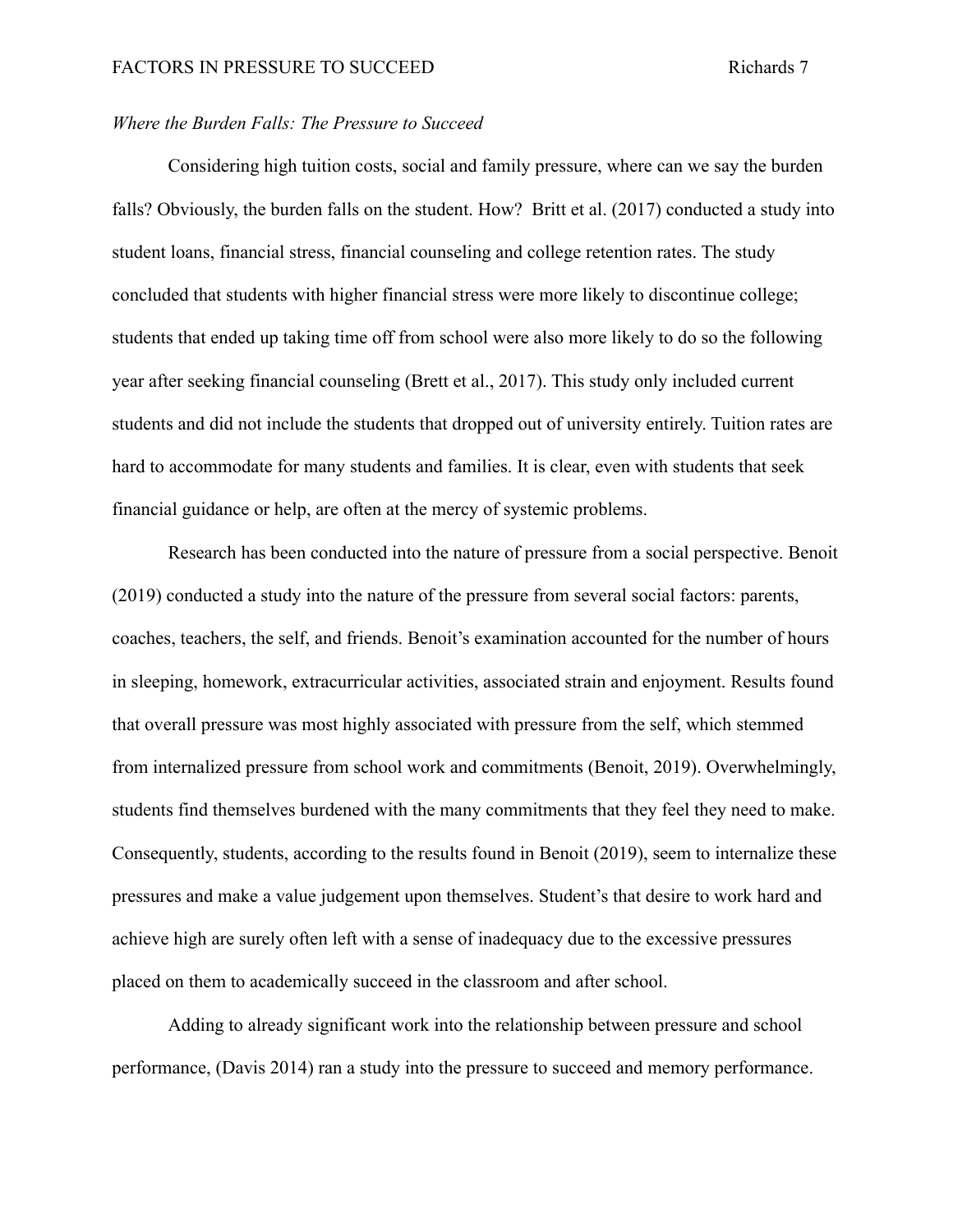*Where the Burden Falls: The Pressure to Succeed*

Considering high tuition costs, social and family pressure, where can we say the burden falls? Obviously, the burden falls on the student. How?  Britt et al. (2017) conducted a study into student loans, financial stress, financial counseling and college retention rates. The study concluded that students with higher financial stress were more likely to discontinue college; students that ended up taking time off from school were also more likely to do so the following year after seeking financial counseling (Brett et al., 2017). This study only included current students and did not include the students that dropped out of university entirely. Tuition rates are hard to accommodate for many students and families. It is clear, even with students that seek financial guidance or help, are often at the mercy of systemic problems.

Research has been conducted into the nature of pressure from a social perspective. Benoit (2019) conducted a study into the nature of the pressure from several social factors: parents, coaches, teachers, the self, and friends. Benoit's examination accounted for the number of hours in sleeping, homework, extracurricular activities, associated strain and enjoyment. Results found that overall pressure was most highly associated with pressure from the self, which stemmed from internalized pressure from school work and commitments (Benoit, 2019). Overwhelmingly, students find themselves burdened with the many commitments that they feel they need to make. Consequently, students, according to the results found in Benoit (2019), seem to internalize these pressures and make a value judgement upon themselves. Student's that desire to work hard and achieve high are surely often left with a sense of inadequacy due to the excessive pressures placed on them to academically succeed in the classroom and after school.

Adding to already significant work into the relationship between pressure and school performance, (Davis 2014) ran a study into the pressure to succeed and memory performance.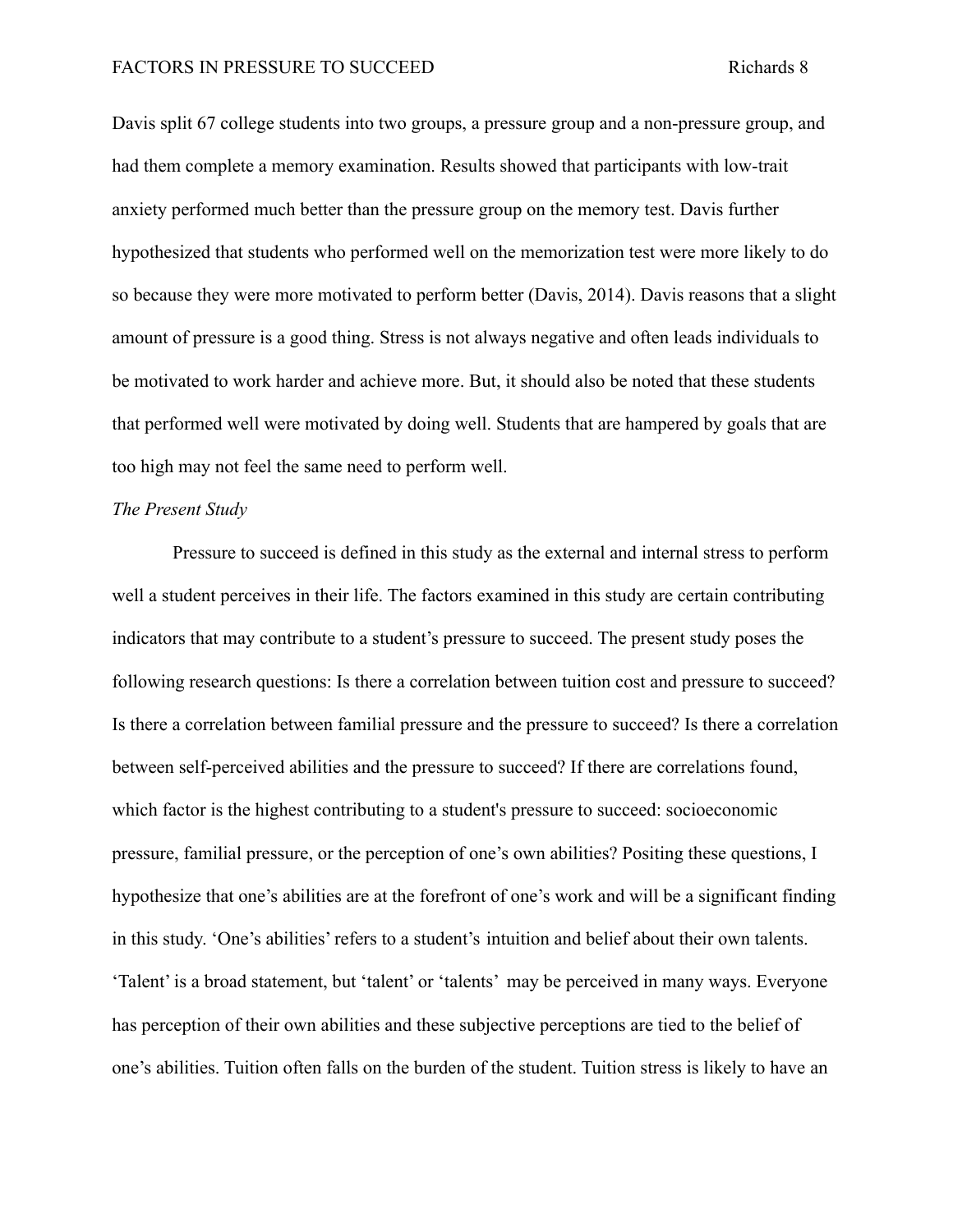Davis split 67 college students into two groups, a pressure group and a non-pressure group, and had them complete a memory examination. Results showed that participants with low-trait anxiety performed much better than the pressure group on the memory test. Davis further hypothesized that students who performed well on the memorization test were more likely to do so because they were more motivated to perform better (Davis, 2014). Davis reasons that a slight amount of pressure is a good thing. Stress is not always negative and often leads individuals to be motivated to work harder and achieve more. But, it should also be noted that these students that performed well were motivated by doing well. Students that are hampered by goals that are too high may not feel the same need to perform well.

*The Present Study*

Pressure to succeed is defined in this study as the external and internal stress to perform well a student perceives in their life. The factors examined in this study are certain contributing indicators that may contribute to a student's pressure to succeed. The present study poses the following research questions: Is there a correlation between tuition cost and pressure to succeed? Is there a correlation between familial pressure and the pressure to succeed? Is there a correlation between self-perceived abilities and the pressure to succeed? If there are correlations found, which factor is the highest contributing to a student's pressure to succeed: socioeconomic pressure, familial pressure, or the perception of one's own abilities? Positing these questions, I hypothesize that one's abilities are at the forefront of one's work and will be a significant finding in this study. 'One's abilities' refers to a student's intuition and belief about their own talents. 'Talent' is a broad statement, but 'talent' or 'talents' may be perceived in many ways. Everyone has perception of their own abilities and these subjective perceptions are tied to the belief of one's abilities. Tuition often falls on the burden of the student. Tuition stress is likely to have an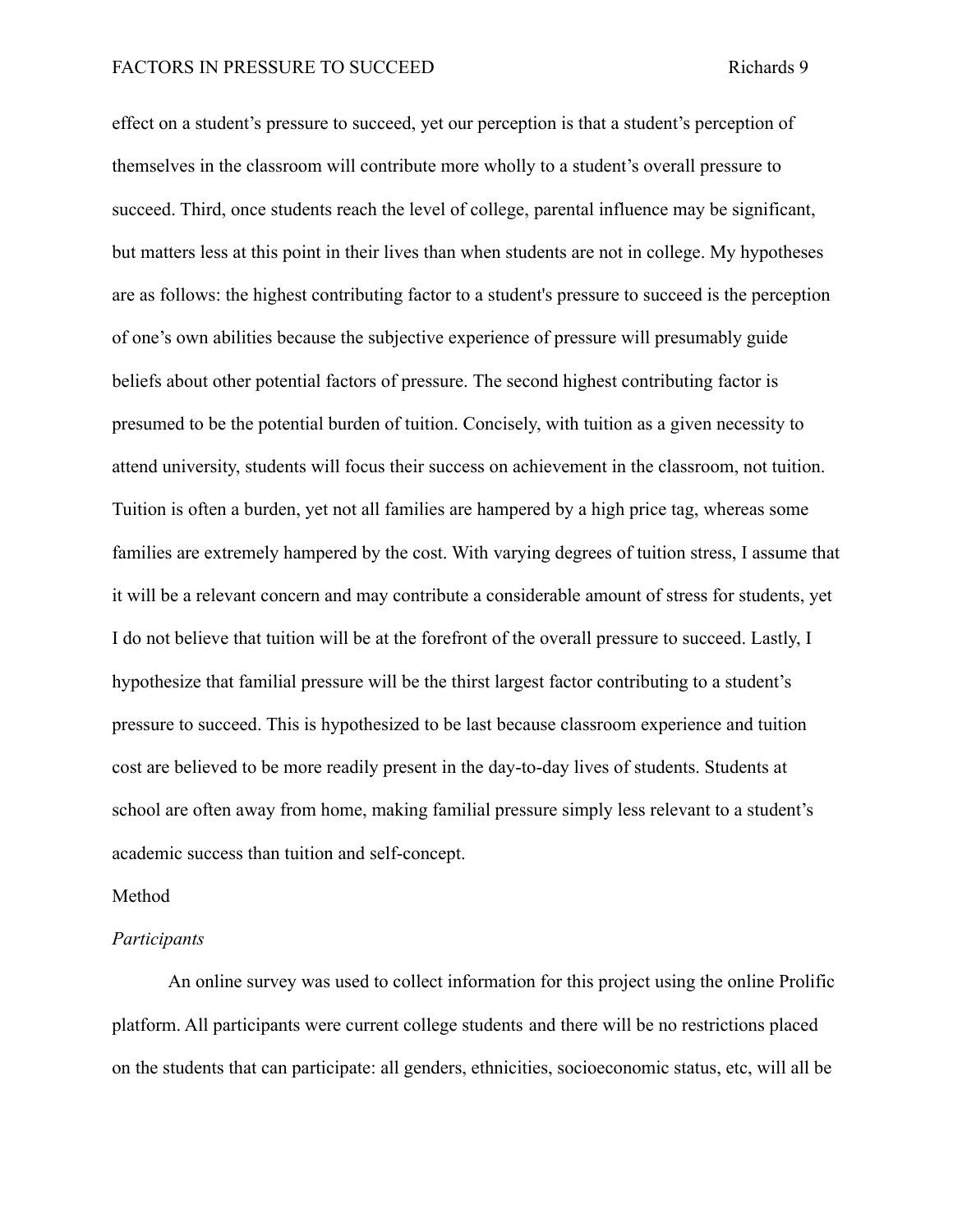effect on a student's pressure to succeed, yet our perception is that a student's perception of themselves in the classroom will contribute more wholly to a student's overall pressure to succeed. Third, once students reach the level of college, parental influence may be significant, but matters less at this point in their lives than when students are not in college. My hypotheses are as follows: the highest contributing factor to a student's pressure to succeed is the perception of one's own abilities because the subjective experience of pressure will presumably guide beliefs about other potential factors of pressure. The second highest contributing factor is presumed to be the potential burden of tuition. Concisely, with tuition as a given necessity to attend university, students will focus their success on achievement in the classroom, not tuition. Tuition is often a burden, yet not all families are hampered by a high price tag, whereas some families are extremely hampered by the cost. With varying degrees of tuition stress, I assume that it will be a relevant concern and may contribute a considerable amount of stress for students, yet I do not believe that tuition will be at the forefront of the overall pressure to succeed. Lastly, I hypothesize that familial pressure will be the thirst largest factor contributing to a student's pressure to succeed. This is hypothesized to be last because classroom experience and tuition cost are believed to be more readily present in the day-to-day lives of students. Students at school are often away from home, making familial pressure simply less relevant to a student's academic success than tuition and self-concept.

## Method

### *Participants*

An online survey was used to collect information for this project using the online Prolific platform. All participants were current college students and there will be no restrictions placed on the students that can participate: all genders, ethnicities, socioeconomic status, etc, will all be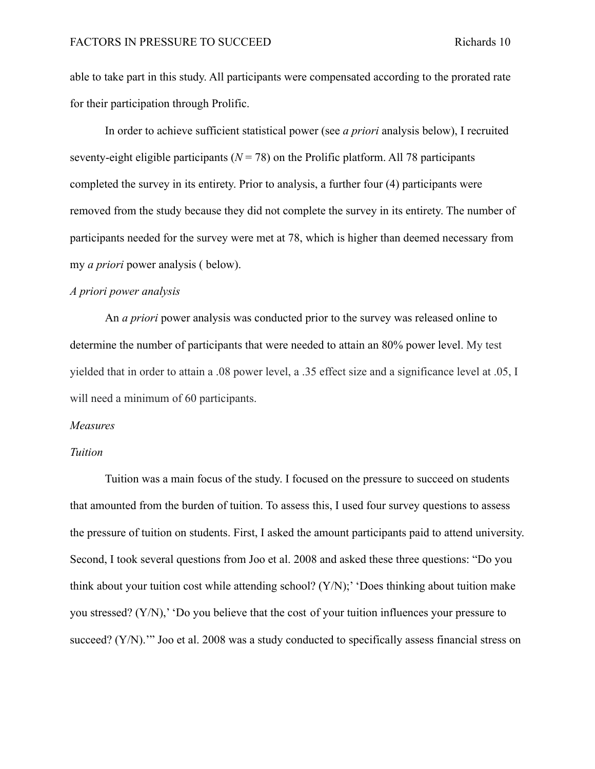able to take part in this study. All participants were compensated according to the prorated rate for their participation through Prolific.

In order to achieve sufficient statistical power (see *a priori* analysis below), I recruited seventy-eight eligible participants ($N = 78$) on the Prolific platform. All 78 participants completed the survey in its entirety. Prior to analysis, a further four (4) participants were removed from the study because they did not complete the survey in its entirety. The number of participants needed for the survey were met at 78, which is higher than deemed necessary from my *a priori* power analysis ( below).

*A priori power analysis*

An *a priori* power analysis was conducted prior to the survey was released online to determine the number of participants that were needed to attain an 80% power level. My test yielded that in order to attain a .08 power level, a .35 effect size and a significance level at .05, I will need a minimum of 60 participants.

*Measures*

*Tuition*

Tuition was a main focus of the study. I focused on the pressure to succeed on students that amounted from the burden of tuition. To assess this, I used four survey questions to assess the pressure of tuition on students. First, I asked the amount participants paid to attend university. Second, I took several questions from Joo et al. 2008 and asked these three questions: "Do you think about your tuition cost while attending school? (Y/N);' 'Does thinking about tuition make you stressed? (Y/N),' 'Do you believe that the cost of your tuition influences your pressure to succeed? (Y/N).'" Joo et al. 2008 was a study conducted to specifically assess financial stress on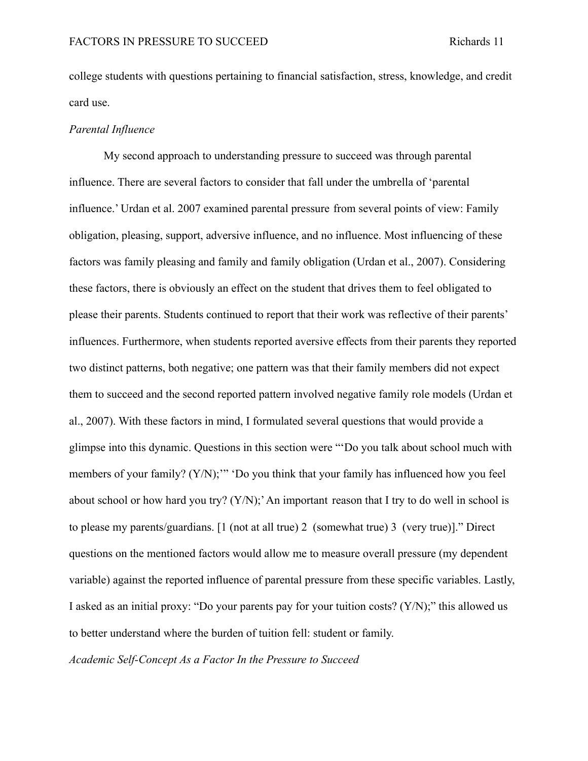college students with questions pertaining to financial satisfaction, stress, knowledge, and credit card use.

*Parental Influence*

My second approach to understanding pressure to succeed was through parental influence. There are several factors to consider that fall under the umbrella of 'parental influence.' Urdan et al. 2007 examined parental pressure from several points of view: Family obligation, pleasing, support, adversive influence, and no influence. Most influencing of these factors was family pleasing and family and family obligation (Urdan et al., 2007). Considering these factors, there is obviously an effect on the student that drives them to feel obligated to please their parents. Students continued to report that their work was reflective of their parents' influences. Furthermore, when students reported aversive effects from their parents they reported two distinct patterns, both negative; one pattern was that their family members did not expect them to succeed and the second reported pattern involved negative family role models (Urdan et al., 2007). With these factors in mind, I formulated several questions that would provide a glimpse into this dynamic. Questions in this section were "'Do you talk about school much with members of your family? (Y/N);'" 'Do you think that your family has influenced how you feel about school or how hard you try? (Y/N);' An important reason that I try to do well in school is to please my parents/guardians. [1 (not at all true) 2 (somewhat true) 3 (very true)]." Direct questions on the mentioned factors would allow me to measure overall pressure (my dependent variable) against the reported influence of parental pressure from these specific variables. Lastly, I asked as an initial proxy: "Do your parents pay for your tuition costs? (Y/N);" this allowed us to better understand where the burden of tuition fell: student or family.

*Academic Self-Concept As a Factor In the Pressure to Succeed*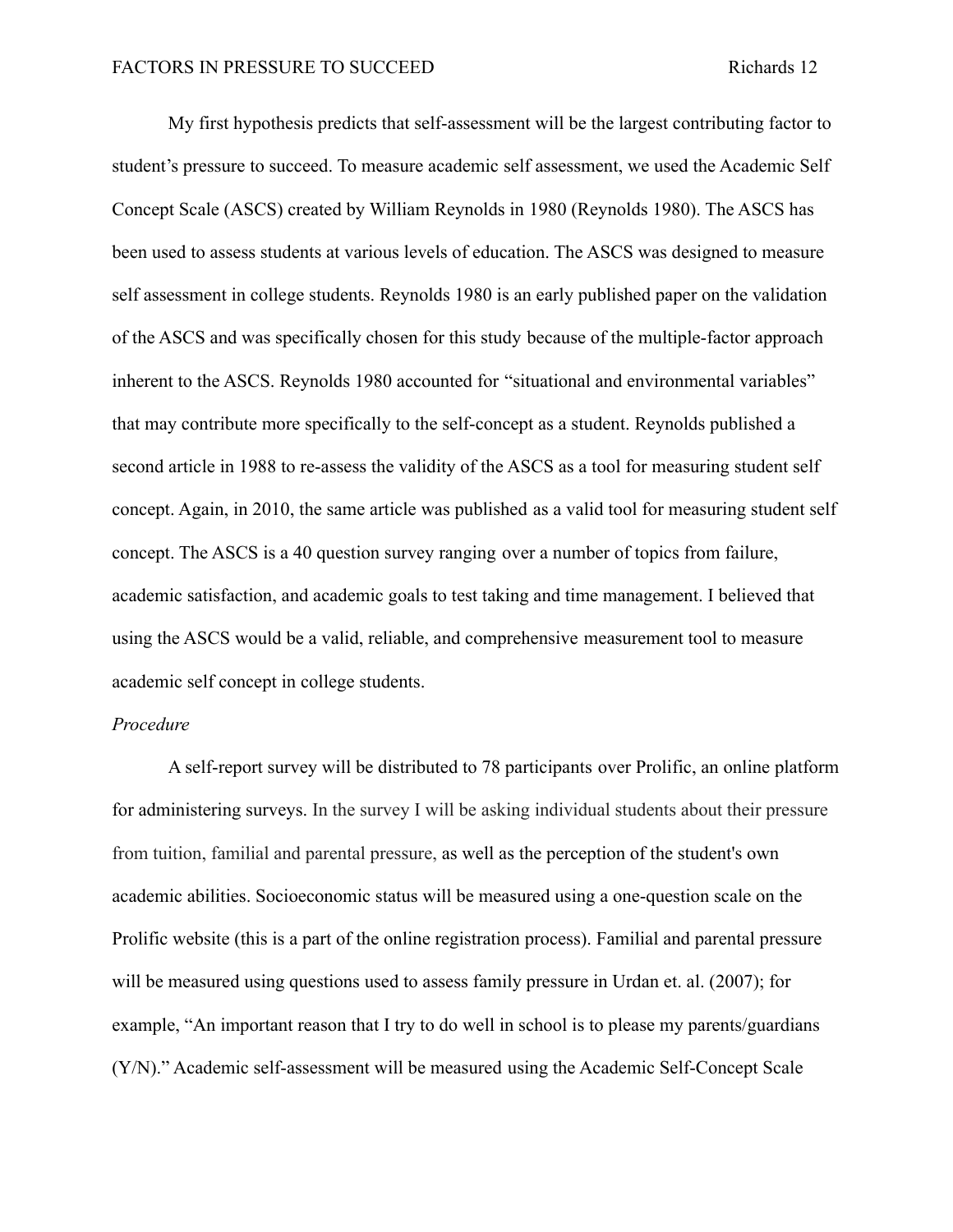My first hypothesis predicts that self-assessment will be the largest contributing factor to student's pressure to succeed. To measure academic self assessment, we used the Academic Self Concept Scale (ASCS) created by William Reynolds in 1980 (Reynolds 1980). The ASCS has been used to assess students at various levels of education. The ASCS was designed to measure self assessment in college students. Reynolds 1980 is an early published paper on the validation of the ASCS and was specifically chosen for this study because of the multiple-factor approach inherent to the ASCS. Reynolds 1980 accounted for "situational and environmental variables" that may contribute more specifically to the self-concept as a student. Reynolds published a second article in 1988 to re-assess the validity of the ASCS as a tool for measuring student self concept. Again, in 2010, the same article was published as a valid tool for measuring student self concept. The ASCS is a 40 question survey ranging over a number of topics from failure, academic satisfaction, and academic goals to test taking and time management. I believed that using the ASCS would be a valid, reliable, and comprehensive measurement tool to measure academic self concept in college students.

*Procedure*

A self-report survey will be distributed to 78 participants over Prolific, an online platform for administering surveys. In the survey I will be asking individual students about their pressure from tuition, familial and parental pressure, as well as the perception of the student's own academic abilities. Socioeconomic status will be measured using a one-question scale on the Prolific website (this is a part of the online registration process). Familial and parental pressure will be measured using questions used to assess family pressure in Urdan et. al. (2007); for example, "An important reason that I try to do well in school is to please my parents/guardians (Y/N)." Academic self-assessment will be measured using the Academic Self-Concept Scale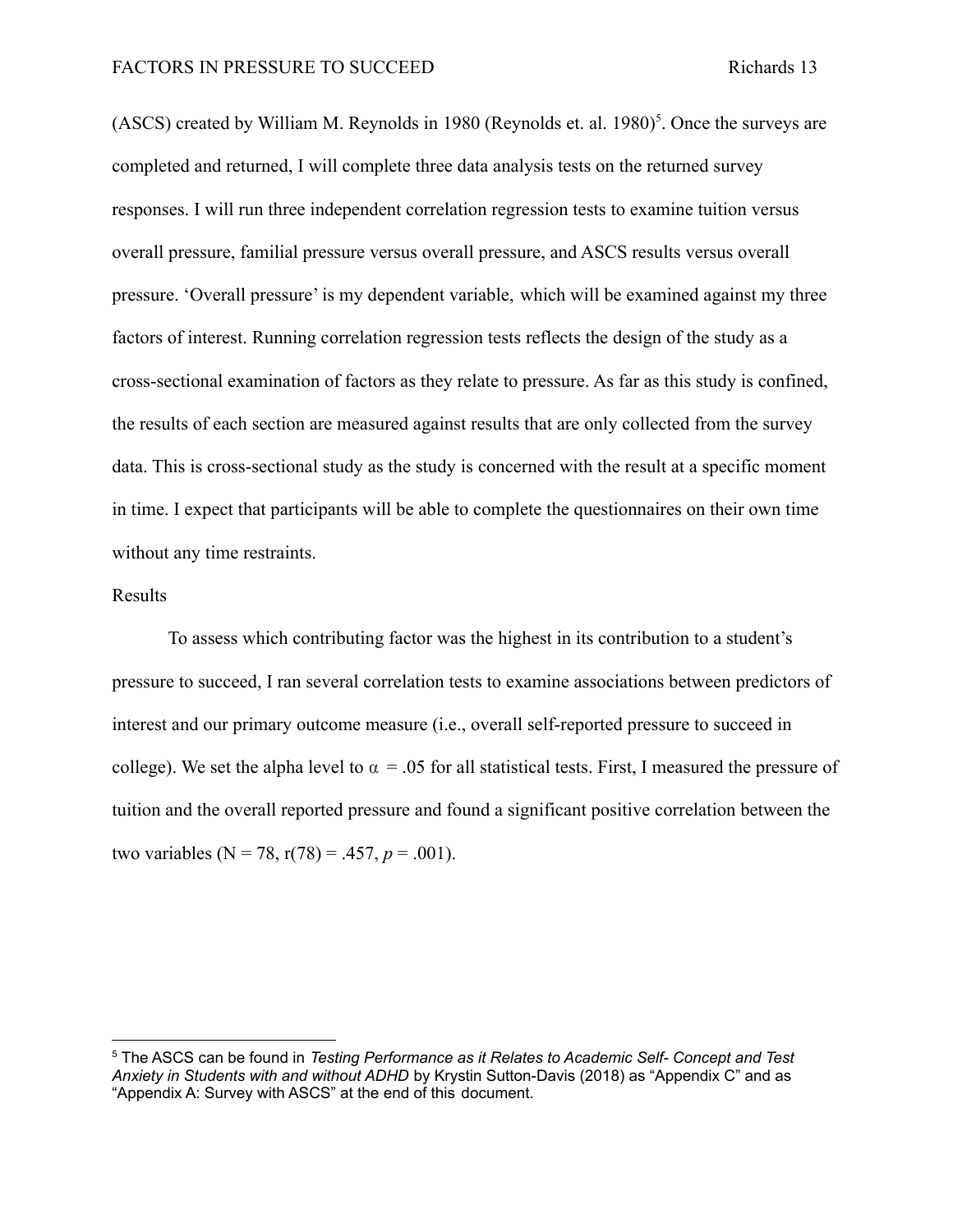(ASCS) created by William M. Reynolds in 1980 (Reynolds et. al. 1980)[5]. Once the surveys are completed and returned, I will complete three data analysis tests on the returned survey responses. I will run three independent correlation regression tests to examine tuition versus overall pressure, familial pressure versus overall pressure, and ASCS results versus overall pressure. 'Overall pressure' is my dependent variable, which will be examined against my three factors of interest. Running correlation regression tests reflects the design of the study as a cross-sectional examination of factors as they relate to pressure. As far as this study is confined, the results of each section are measured against results that are only collected from the survey data. This is cross-sectional study as the study is concerned with the result at a specific moment in time. I expect that participants will be able to complete the questionnaires on their own time without any time restraints.

## Results

To assess which contributing factor was the highest in its contribution to a student's pressure to succeed, I ran several correlation tests to examine associations between predictors of interest and our primary outcome measure (i.e., overall self-reported pressure to succeed in college). We set the alpha level to $\alpha = .05$ for all statistical tests. First, I measured the pressure of tuition and the overall reported pressure and found a significant positive correlation between the two variables ($N = 78$, $r(78) = .457$, $p = .001$).

---

[5] The ASCS can be found in *Testing Performance as it Relates to Academic Self- Concept and Test Anxiety in Students with and without ADHD* by Krystin Sutton-Davis (2018) as "Appendix C" and as "Appendix A: Survey with ASCS" at the end of this document.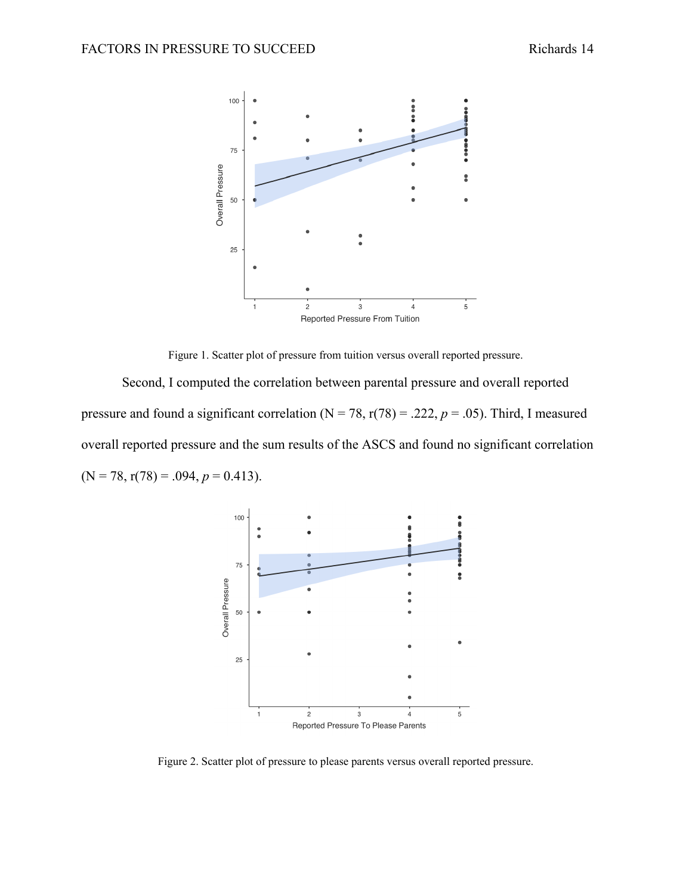Figure 1. Scatter plot of pressure from tuition versus overall reported pressure.

Second, I computed the correlation between parental pressure and overall reported pressure and found a significant correlation (N = 78, r(78) = .222, *p* = .05). Third, I measured overall reported pressure and the sum results of the ASCS and found no significant correlation (N = 78, r(78) = .094, *p* = 0.413).

Figure 2. Scatter plot of pressure to please parents versus overall reported pressure.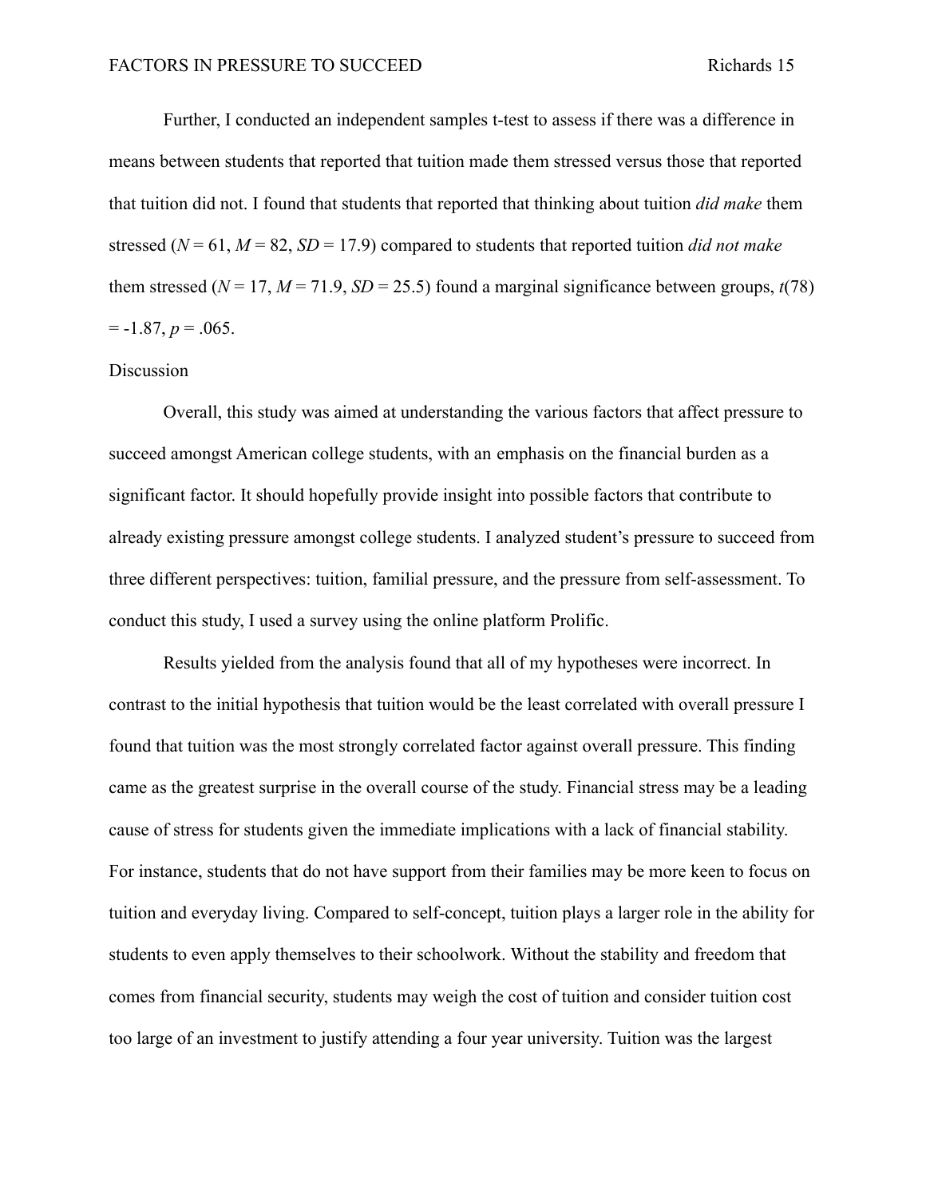Further, I conducted an independent samples t-test to assess if there was a difference in means between students that reported that tuition made them stressed versus those that reported that tuition did not. I found that students that reported that thinking about tuition *did make* them stressed ($N = 61$, $M = 82$, $SD = 17.9$) compared to students that reported tuition *did not make* them stressed ($N = 17$, $M = 71.9$, $SD = 25.5$) found a marginal significance between groups, $t(78) = -1.87$, $p = .065$.

## Discussion

Overall, this study was aimed at understanding the various factors that affect pressure to succeed amongst American college students, with an emphasis on the financial burden as a significant factor. It should hopefully provide insight into possible factors that contribute to already existing pressure amongst college students. I analyzed student's pressure to succeed from three different perspectives: tuition, familial pressure, and the pressure from self-assessment. To conduct this study, I used a survey using the online platform Prolific.

Results yielded from the analysis found that all of my hypotheses were incorrect. In contrast to the initial hypothesis that tuition would be the least correlated with overall pressure I found that tuition was the most strongly correlated factor against overall pressure. This finding came as the greatest surprise in the overall course of the study. Financial stress may be a leading cause of stress for students given the immediate implications with a lack of financial stability. For instance, students that do not have support from their families may be more keen to focus on tuition and everyday living. Compared to self-concept, tuition plays a larger role in the ability for students to even apply themselves to their schoolwork. Without the stability and freedom that comes from financial security, students may weigh the cost of tuition and consider tuition cost too large of an investment to justify attending a four year university. Tuition was the largest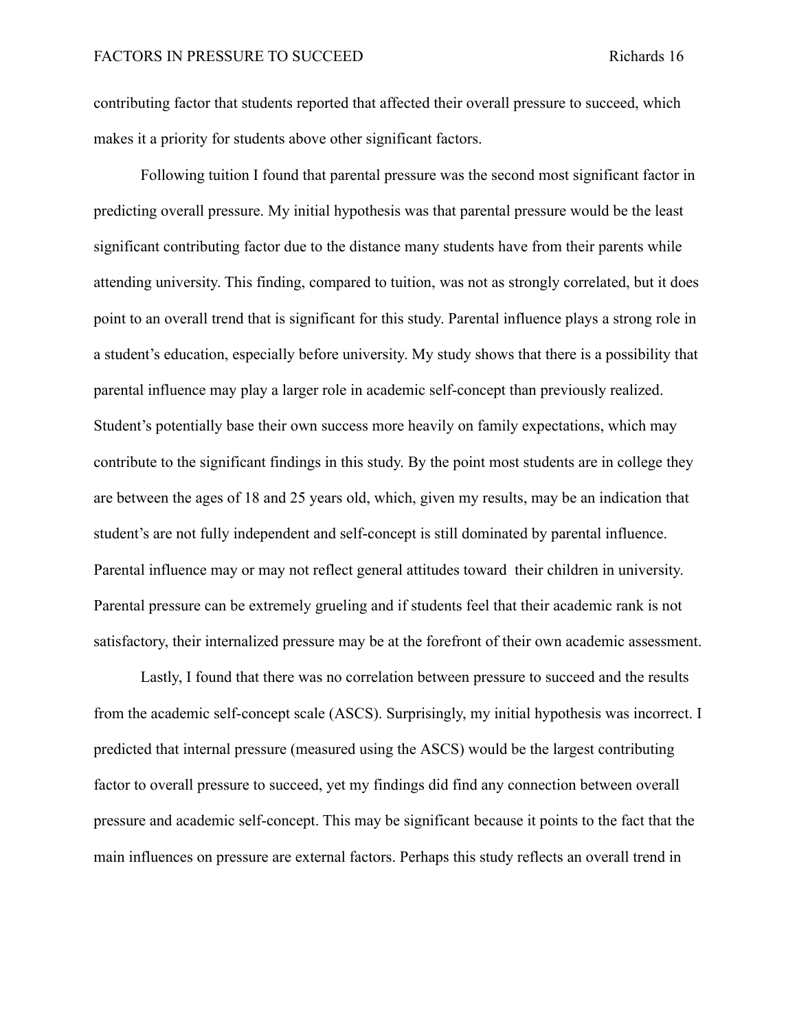contributing factor that students reported that affected their overall pressure to succeed, which makes it a priority for students above other significant factors.

Following tuition I found that parental pressure was the second most significant factor in predicting overall pressure. My initial hypothesis was that parental pressure would be the least significant contributing factor due to the distance many students have from their parents while attending university. This finding, compared to tuition, was not as strongly correlated, but it does point to an overall trend that is significant for this study. Parental influence plays a strong role in a student's education, especially before university. My study shows that there is a possibility that parental influence may play a larger role in academic self-concept than previously realized. Student's potentially base their own success more heavily on family expectations, which may contribute to the significant findings in this study. By the point most students are in college they are between the ages of 18 and 25 years old, which, given my results, may be an indication that student's are not fully independent and self-concept is still dominated by parental influence. Parental influence may or may not reflect general attitudes toward their children in university. Parental pressure can be extremely grueling and if students feel that their academic rank is not satisfactory, their internalized pressure may be at the forefront of their own academic assessment.

Lastly, I found that there was no correlation between pressure to succeed and the results from the academic self-concept scale (ASCS). Surprisingly, my initial hypothesis was incorrect. I predicted that internal pressure (measured using the ASCS) would be the largest contributing factor to overall pressure to succeed, yet my findings did find any connection between overall pressure and academic self-concept. This may be significant because it points to the fact that the main influences on pressure are external factors. Perhaps this study reflects an overall trend in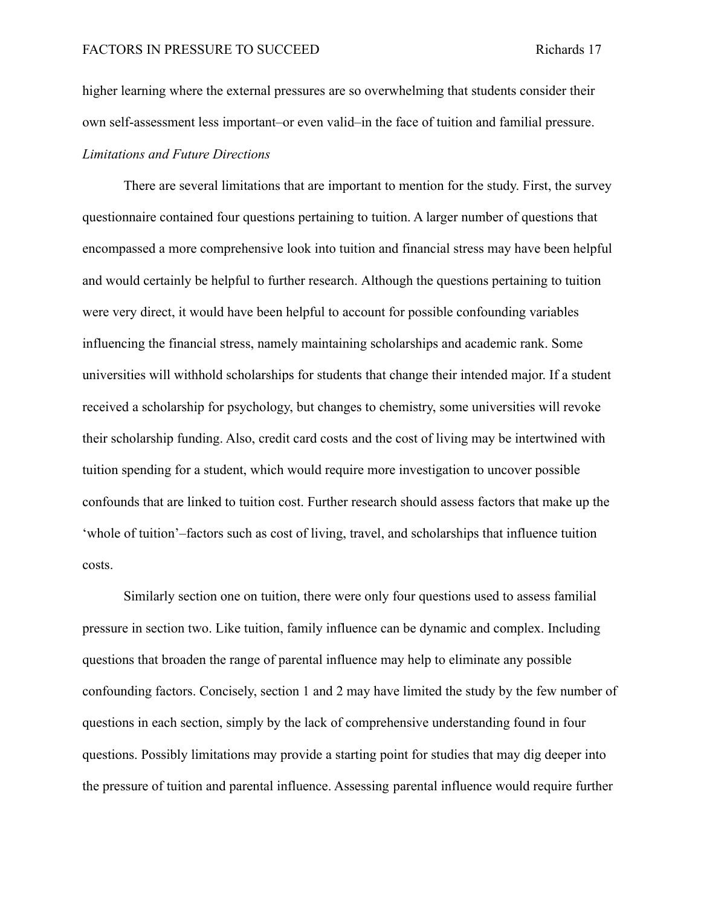higher learning where the external pressures are so overwhelming that students consider their own self-assessment less important–or even valid–in the face of tuition and familial pressure.

*Limitations and Future Directions*

There are several limitations that are important to mention for the study. First, the survey questionnaire contained four questions pertaining to tuition. A larger number of questions that encompassed a more comprehensive look into tuition and financial stress may have been helpful and would certainly be helpful to further research. Although the questions pertaining to tuition were very direct, it would have been helpful to account for possible confounding variables influencing the financial stress, namely maintaining scholarships and academic rank. Some universities will withhold scholarships for students that change their intended major. If a student received a scholarship for psychology, but changes to chemistry, some universities will revoke their scholarship funding. Also, credit card costs and the cost of living may be intertwined with tuition spending for a student, which would require more investigation to uncover possible confounds that are linked to tuition cost. Further research should assess factors that make up the 'whole of tuition'–factors such as cost of living, travel, and scholarships that influence tuition costs.

Similarly section one on tuition, there were only four questions used to assess familial pressure in section two. Like tuition, family influence can be dynamic and complex. Including questions that broaden the range of parental influence may help to eliminate any possible confounding factors. Concisely, section 1 and 2 may have limited the study by the few number of questions in each section, simply by the lack of comprehensive understanding found in four questions. Possibly limitations may provide a starting point for studies that may dig deeper into the pressure of tuition and parental influence. Assessing parental influence would require further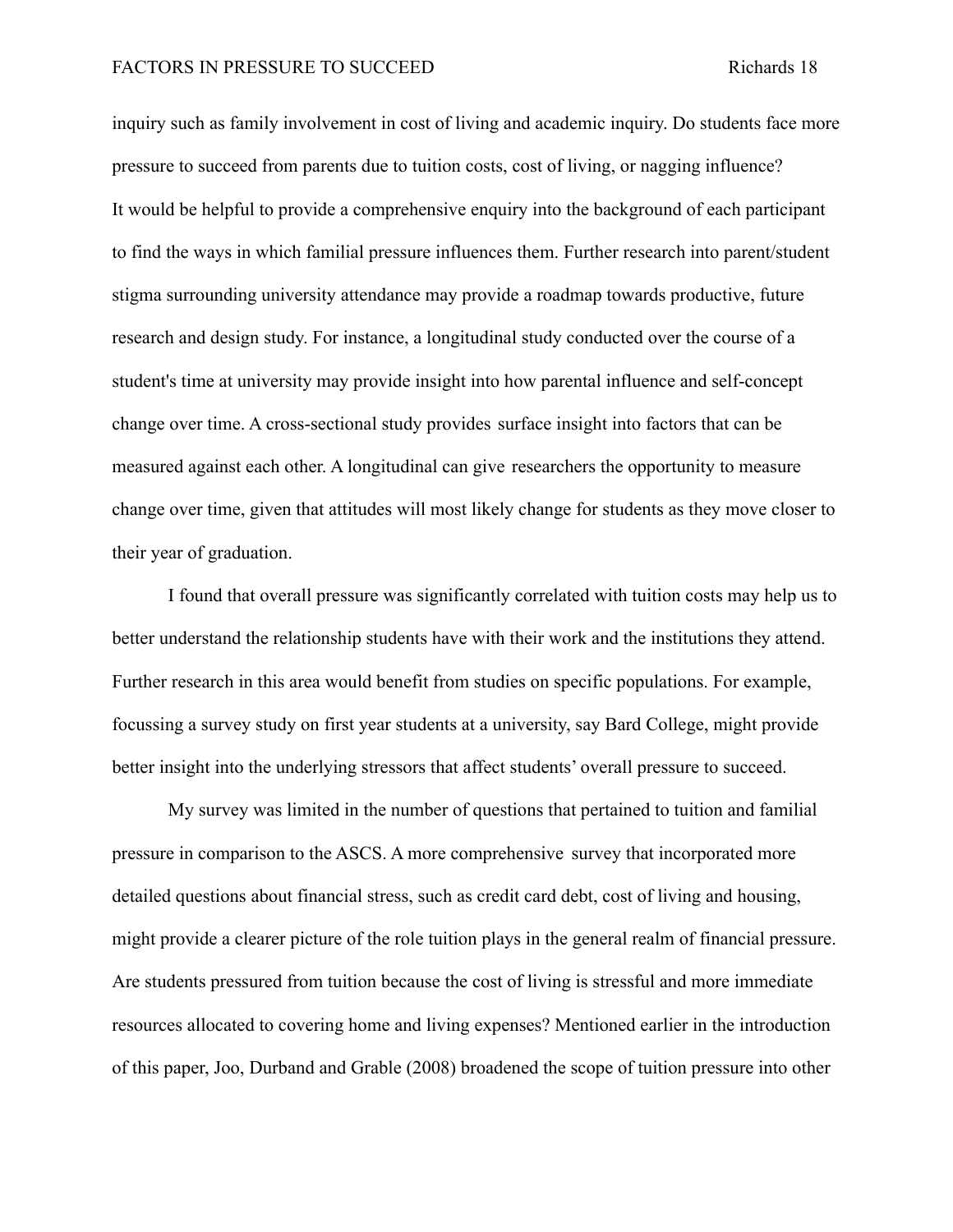inquiry such as family involvement in cost of living and academic inquiry. Do students face more pressure to succeed from parents due to tuition costs, cost of living, or nagging influence? It would be helpful to provide a comprehensive enquiry into the background of each participant to find the ways in which familial pressure influences them. Further research into parent/student stigma surrounding university attendance may provide a roadmap towards productive, future research and design study. For instance, a longitudinal study conducted over the course of a student's time at university may provide insight into how parental influence and self-concept change over time. A cross-sectional study provides surface insight into factors that can be measured against each other. A longitudinal can give researchers the opportunity to measure change over time, given that attitudes will most likely change for students as they move closer to their year of graduation.

I found that overall pressure was significantly correlated with tuition costs may help us to better understand the relationship students have with their work and the institutions they attend. Further research in this area would benefit from studies on specific populations. For example, focussing a survey study on first year students at a university, say Bard College, might provide better insight into the underlying stressors that affect students' overall pressure to succeed.

My survey was limited in the number of questions that pertained to tuition and familial pressure in comparison to the ASCS. A more comprehensive survey that incorporated more detailed questions about financial stress, such as credit card debt, cost of living and housing, might provide a clearer picture of the role tuition plays in the general realm of financial pressure. Are students pressured from tuition because the cost of living is stressful and more immediate resources allocated to covering home and living expenses? Mentioned earlier in the introduction of this paper, Joo, Durband and Grable (2008) broadened the scope of tuition pressure into other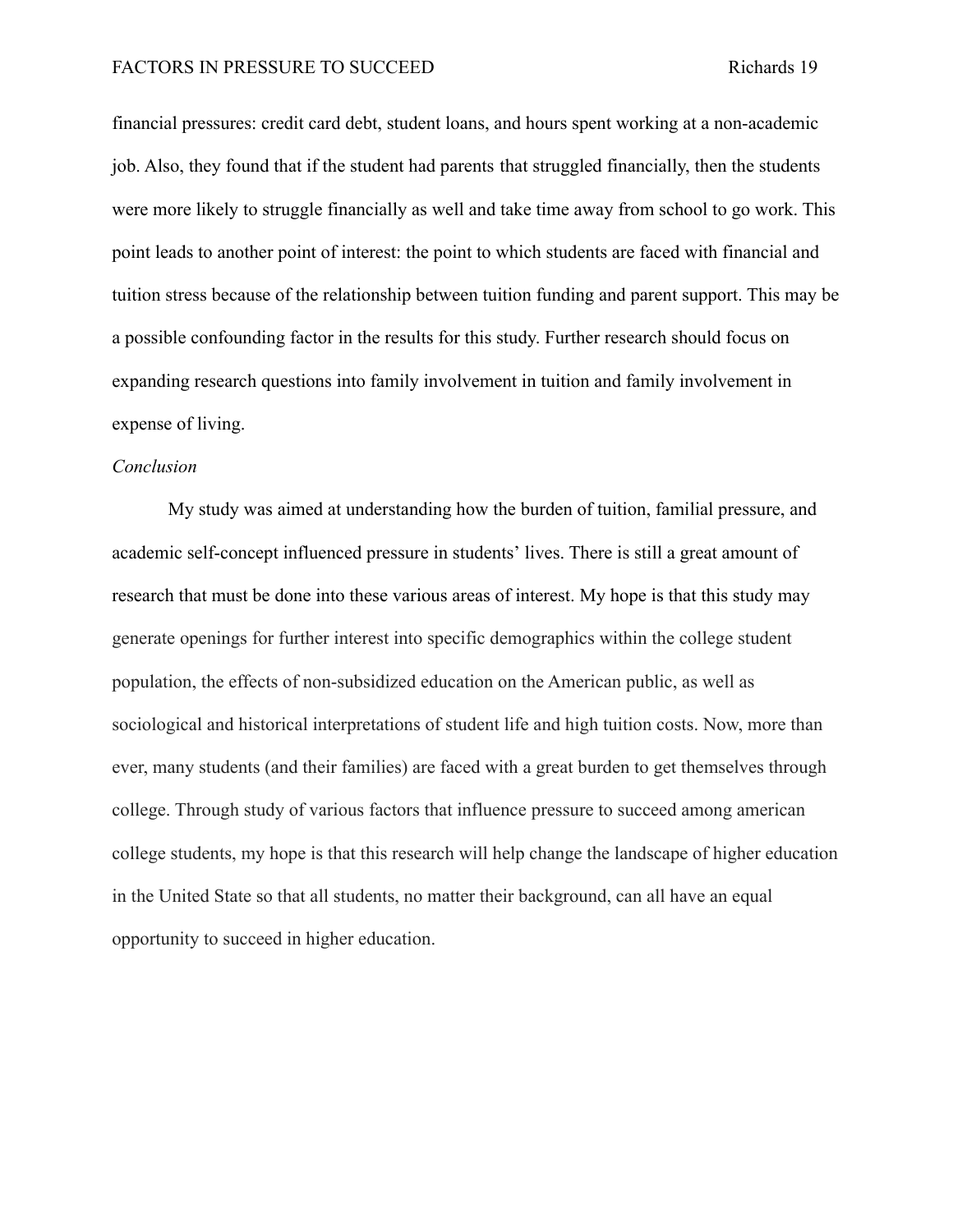financial pressures: credit card debt, student loans, and hours spent working at a non-academic job. Also, they found that if the student had parents that struggled financially, then the students were more likely to struggle financially as well and take time away from school to go work. This point leads to another point of interest: the point to which students are faced with financial and tuition stress because of the relationship between tuition funding and parent support. This may be a possible confounding factor in the results for this study. Further research should focus on expanding research questions into family involvement in tuition and family involvement in expense of living.

*Conclusion*

My study was aimed at understanding how the burden of tuition, familial pressure, and academic self-concept influenced pressure in students' lives. There is still a great amount of research that must be done into these various areas of interest. My hope is that this study may generate openings for further interest into specific demographics within the college student population, the effects of non-subsidized education on the American public, as well as sociological and historical interpretations of student life and high tuition costs. Now, more than ever, many students (and their families) are faced with a great burden to get themselves through college. Through study of various factors that influence pressure to succeed among american college students, my hope is that this research will help change the landscape of higher education in the United State so that all students, no matter their background, can all have an equal opportunity to succeed in higher education.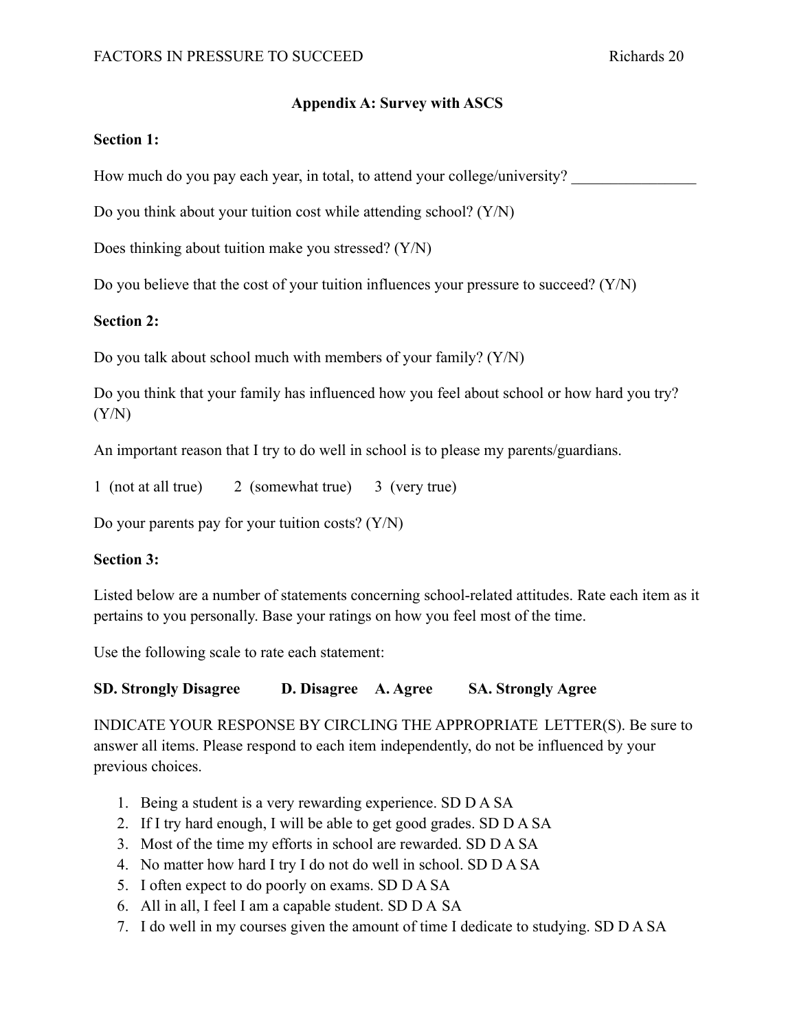## Appendix A: Survey with ASCS

**Section 1:**

How much do you pay each year, in total, to attend your college/university? ________________

Do you think about your tuition cost while attending school? (Y/N)

Does thinking about tuition make you stressed? (Y/N)

Do you believe that the cost of your tuition influences your pressure to succeed? (Y/N)

**Section 2:**

Do you talk about school much with members of your family? (Y/N)

Do you think that your family has influenced how you feel about school or how hard you try? (Y/N)

An important reason that I try to do well in school is to please my parents/guardians.

1 (not at all true)  2 (somewhat true)  3 (very true)

Do your parents pay for your tuition costs? (Y/N)

**Section 3:**

Listed below are a number of statements concerning school-related attitudes. Rate each item as it pertains to you personally. Base your ratings on how you feel most of the time.

Use the following scale to rate each statement:

**SD. Strongly Disagree  D. Disagree  A. Agree  SA. Strongly Agree**

INDICATE YOUR RESPONSE BY CIRCLING THE APPROPRIATE LETTER(S). Be sure to answer all items. Please respond to each item independently, do not be influenced by your previous choices.

1. Being a student is a very rewarding experience. SD D A SA
2. If I try hard enough, I will be able to get good grades. SD D A SA
3. Most of the time my efforts in school are rewarded. SD D A SA
4. No matter how hard I try I do not do well in school. SD D A SA
5. I often expect to do poorly on exams. SD D A SA
6. All in all, I feel I am a capable student. SD D A SA
7. I do well in my courses given the amount of time I dedicate to studying. SD D A SA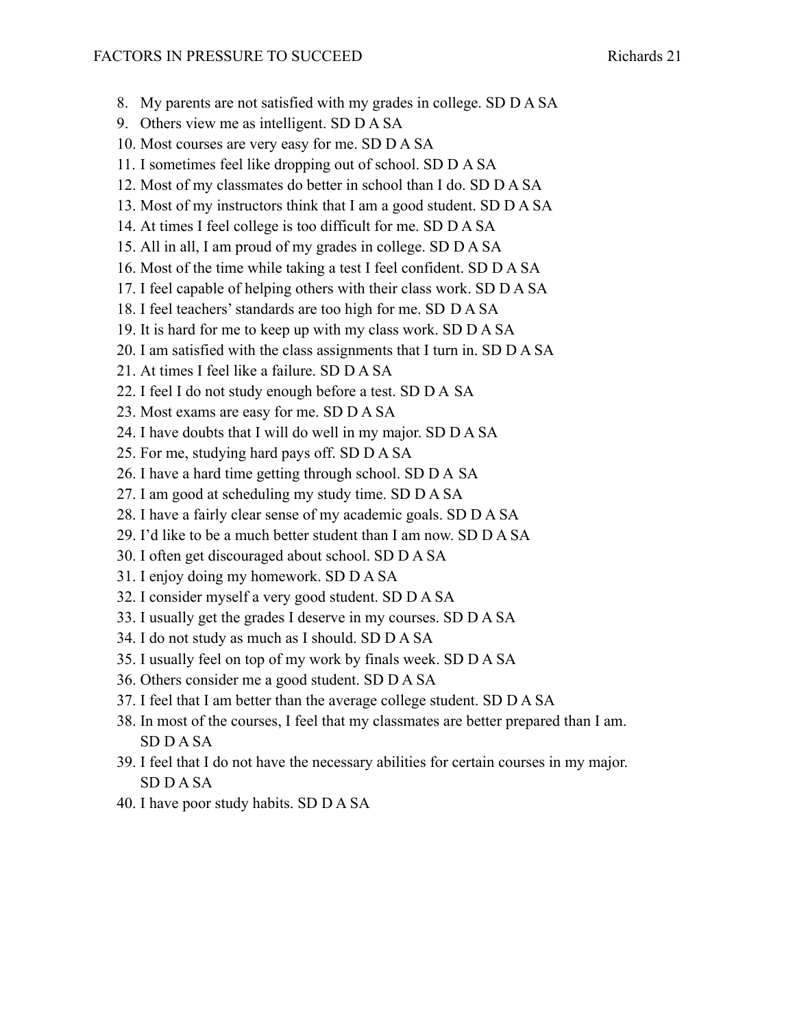8. My parents are not satisfied with my grades in college. SD D A SA
9. Others view me as intelligent. SD D A SA
10. Most courses are very easy for me. SD D A SA
11. I sometimes feel like dropping out of school. SD D A SA
12. Most of my classmates do better in school than I do. SD D A SA
13. Most of my instructors think that I am a good student. SD D A SA
14. At times I feel college is too difficult for me. SD D A SA
15. All in all, I am proud of my grades in college. SD D A SA
16. Most of the time while taking a test I feel confident. SD D A SA
17. I feel capable of helping others with their class work. SD D A SA
18. I feel teachers' standards are too high for me. SD D A SA
19. It is hard for me to keep up with my class work. SD D A SA
20. I am satisfied with the class assignments that I turn in. SD D A SA
21. At times I feel like a failure. SD D A SA
22. I feel I do not study enough before a test. SD D A SA
23. Most exams are easy for me. SD D A SA
24. I have doubts that I will do well in my major. SD D A SA
25. For me, studying hard pays off. SD D A SA
26. I have a hard time getting through school. SD D A SA
27. I am good at scheduling my study time. SD D A SA
28. I have a fairly clear sense of my academic goals. SD D A SA
29. I'd like to be a much better student than I am now. SD D A SA
30. I often get discouraged about school. SD D A SA
31. I enjoy doing my homework. SD D A SA
32. I consider myself a very good student. SD D A SA
33. I usually get the grades I deserve in my courses. SD D A SA
34. I do not study as much as I should. SD D A SA
35. I usually feel on top of my work by finals week. SD D A SA
36. Others consider me a good student. SD D A SA
37. I feel that I am better than the average college student. SD D A SA
38. In most of the courses, I feel that my classmates are better prepared than I am. SD D A SA
39. I feel that I do not have the necessary abilities for certain courses in my major. SD D A SA
40. I have poor study habits. SD D A SA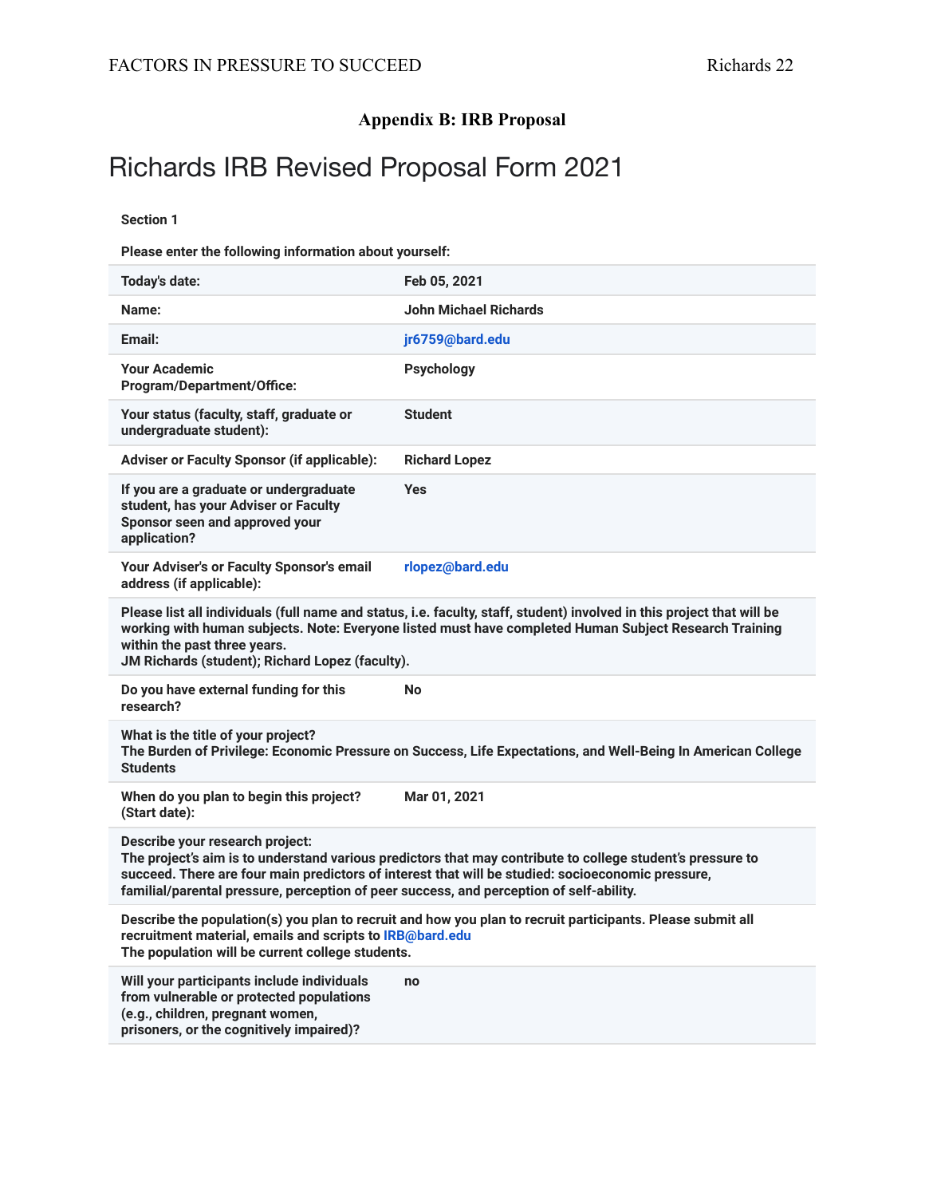### Appendix B: IRB Proposal

# Richards IRB Revised Proposal Form 2021

**Section 1**

**Please enter the following information about yourself:**

| | |
|---|---|
| **Today's date:** | **Feb 05, 2021** |
| **Name:** | **John Michael Richards** |
| **Email:** | **jr6759@bard.edu** |
| **Your Academic Program/Department/Office:** | **Psychology** |
| **Your status (faculty, staff, graduate or undergraduate student):** | **Student** |
| **Adviser or Faculty Sponsor (if applicable):** | **Richard Lopez** |
| **If you are a graduate or undergraduate student, has your Adviser or Faculty Sponsor seen and approved your application?** | **Yes** |
| **Your Adviser's or Faculty Sponsor's email address (if applicable):** | **rlopez@bard.edu** |
| **Please list all individuals (full name and status, i.e. faculty, staff, student) involved in this project that will be working with human subjects. Note: Everyone listed must have completed Human Subject Research Training within the past three years.** **JM Richards (student); Richard Lopez (faculty).** | |
| **Do you have external funding for this research?** | **No** |
| **What is the title of your project?** **The Burden of Privilege: Economic Pressure on Success, Life Expectations, and Well-Being In American College Students** | |
| **When do you plan to begin this project? (Start date):** | **Mar 01, 2021** |
| **Describe your research project:** **The project's aim is to understand various predictors that may contribute to college student's pressure to succeed. There are four main predictors of interest that will be studied: socioeconomic pressure, familial/parental pressure, perception of peer success, and perception of self-ability.** | |
| **Describe the population(s) you plan to recruit and how you plan to recruit participants. Please submit all recruitment material, emails and scripts to IRB@bard.edu** **The population will be current college students.** | |
| **Will your participants include individuals from vulnerable or protected populations (e.g., children, pregnant women, prisoners, or the cognitively impaired)?** | **no** |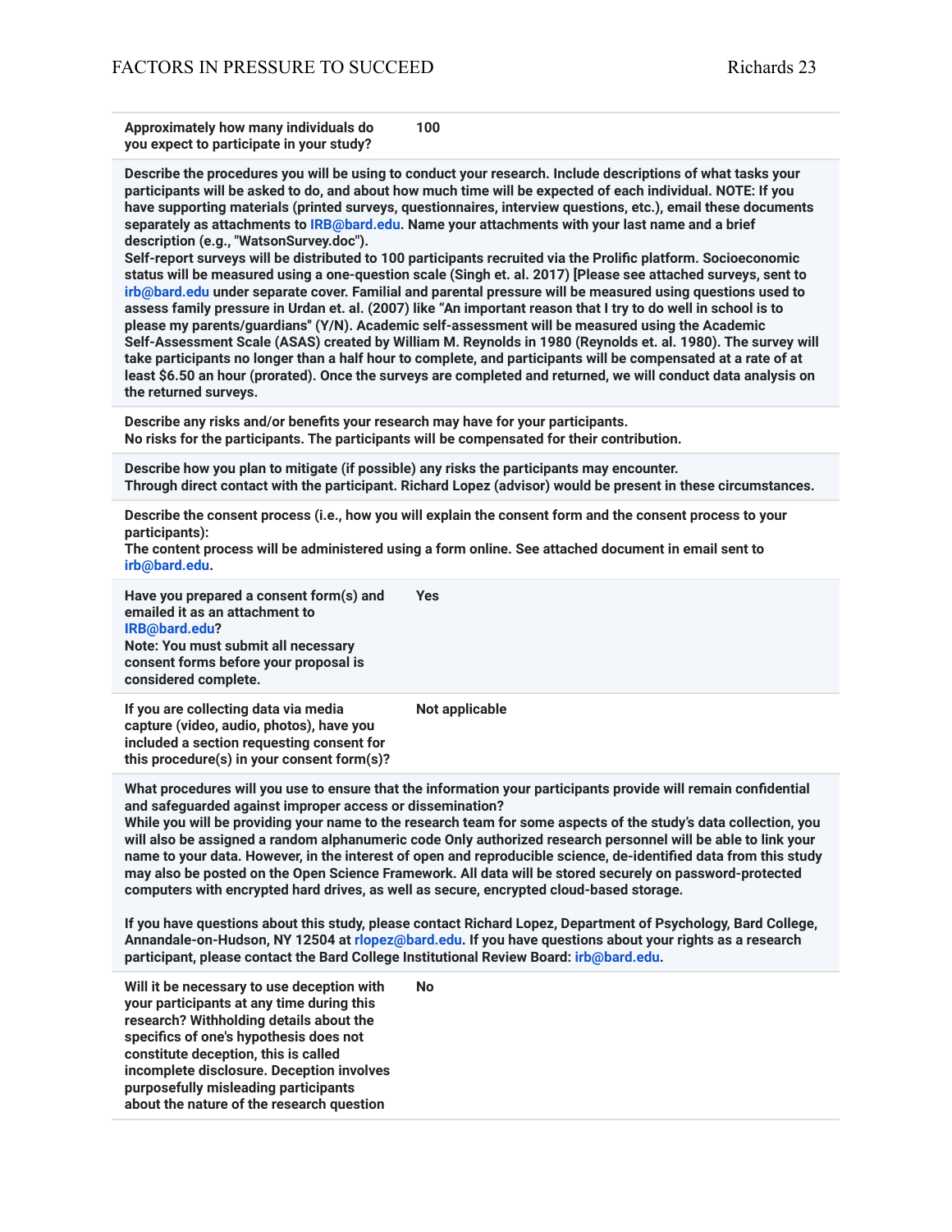| **Approximately how many individuals do you expect to participate in your study?** | **100** |
|---|---|
| **Describe the procedures you will be using to conduct your research. Include descriptions of what tasks your participants will be asked to do, and about how much time will be expected of each individual. NOTE: If you have supporting materials (printed surveys, questionnaires, interview questions, etc.), email these documents separately as attachments to IRB@bard.edu. Name your attachments with your last name and a brief description (e.g., "WatsonSurvey.doc").**<br>**Self-report surveys will be distributed to 100 participants recruited via the Prolific platform. Socioeconomic status will be measured using a one-question scale (Singh et. al. 2017) [Please see attached surveys, sent to irb@bard.edu under separate cover. Familial and parental pressure will be measured using questions used to assess family pressure in Urdan et. al. (2007) like "An important reason that I try to do well in school is to please my parents/guardians" (Y/N). Academic self-assessment will be measured using the Academic Self-Assessment Scale (ASAS) created by William M. Reynolds in 1980 (Reynolds et. al. 1980). The survey will take participants no longer than a half hour to complete, and participants will be compensated at a rate of at least $6.50 an hour (prorated). Once the surveys are completed and returned, we will conduct data analysis on the returned surveys.** | |
| **Describe any risks and/or benefits your research may have for your participants.**<br>**No risks for the participants. The participants will be compensated for their contribution.** | |
| **Describe how you plan to mitigate (if possible) any risks the participants may encounter.**<br>**Through direct contact with the participant. Richard Lopez (advisor) would be present in these circumstances.** | |
| **Describe the consent process (i.e., how you will explain the consent form and the consent process to your participants):**<br>**The content process will be administered using a form online. See attached document in email sent to irb@bard.edu.** | |
| **Have you prepared a consent form(s) and emailed it as an attachment to IRB@bard.edu?**<br>**Note: You must submit all necessary consent forms before your proposal is considered complete.** | **Yes** |
| **If you are collecting data via media capture (video, audio, photos), have you included a section requesting consent for this procedure(s) in your consent form(s)?** | **Not applicable** |
| **What procedures will you use to ensure that the information your participants provide will remain confidential and safeguarded against improper access or dissemination?**<br>**While you will be providing your name to the research team for some aspects of the study's data collection, you will also be assigned a random alphanumeric code Only authorized research personnel will be able to link your name to your data. However, in the interest of open and reproducible science, de-identified data from this study may also be posted on the Open Science Framework. All data will be stored securely on password-protected computers with encrypted hard drives, as well as secure, encrypted cloud-based storage.**<br><br>**If you have questions about this study, please contact Richard Lopez, Department of Psychology, Bard College, Annandale-on-Hudson, NY 12504 at rlopez@bard.edu. If you have questions about your rights as a research participant, please contact the Bard College Institutional Review Board: irb@bard.edu.** | |
| **Will it be necessary to use deception with your participants at any time during this research? Withholding details about the specifics of one's hypothesis does not constitute deception, this is called incomplete disclosure. Deception involves purposefully misleading participants about the nature of the research question** | **No** |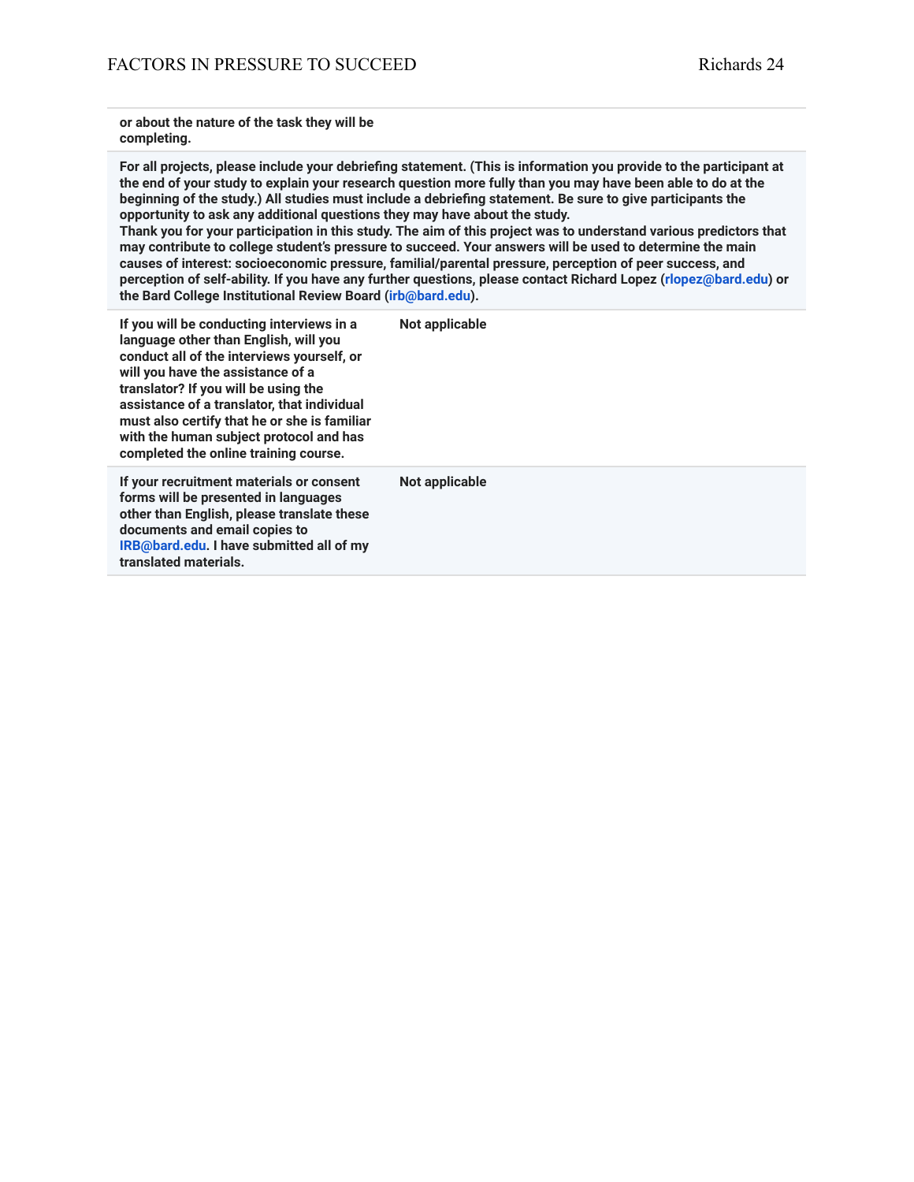| | |
|---|---|
| **or about the nature of the task they will be completing.** | |
| **For all projects, please include your debriefing statement. (This is information you provide to the participant at the end of your study to explain your research question more fully than you may have been able to do at the beginning of the study.) All studies must include a debriefing statement. Be sure to give participants the opportunity to ask any additional questions they may have about the study.** **Thank you for your participation in this study. The aim of this project was to understand various predictors that may contribute to college student's pressure to succeed. Your answers will be used to determine the main causes of interest: socioeconomic pressure, familial/parental pressure, perception of peer success, and perception of self-ability. If you have any further questions, please contact Richard Lopez (rlopez@bard.edu) or the Bard College Institutional Review Board (irb@bard.edu).** | |
| **If you will be conducting interviews in a language other than English, will you conduct all of the interviews yourself, or will you have the assistance of a translator? If you will be using the assistance of a translator, that individual must also certify that he or she is familiar with the human subject protocol and has completed the online training course.** | **Not applicable** |
| **If your recruitment materials or consent forms will be presented in languages other than English, please translate these documents and email copies to IRB@bard.edu. I have submitted all of my translated materials.** | **Not applicable** |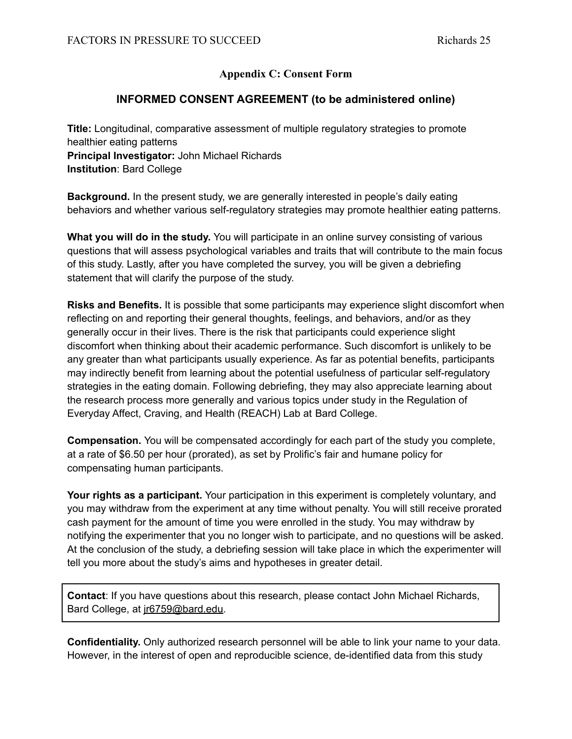## Appendix C: Consent Form

### INFORMED CONSENT AGREEMENT (to be administered online)

**Title:** Longitudinal, comparative assessment of multiple regulatory strategies to promote healthier eating patterns
**Principal Investigator:** John Michael Richards
**Institution**: Bard College

**Background.** In the present study, we are generally interested in people's daily eating behaviors and whether various self-regulatory strategies may promote healthier eating patterns.

**What you will do in the study.** You will participate in an online survey consisting of various questions that will assess psychological variables and traits that will contribute to the main focus of this study. Lastly, after you have completed the survey, you will be given a debriefing statement that will clarify the purpose of the study.

**Risks and Benefits.** It is possible that some participants may experience slight discomfort when reflecting on and reporting their general thoughts, feelings, and behaviors, and/or as they generally occur in their lives. There is the risk that participants could experience slight discomfort when thinking about their academic performance. Such discomfort is unlikely to be any greater than what participants usually experience. As far as potential benefits, participants may indirectly benefit from learning about the potential usefulness of particular self-regulatory strategies in the eating domain. Following debriefing, they may also appreciate learning about the research process more generally and various topics under study in the Regulation of Everyday Affect, Craving, and Health (REACH) Lab at Bard College.

**Compensation.** You will be compensated accordingly for each part of the study you complete, at a rate of $6.50 per hour (prorated), as set by Prolific's fair and humane policy for compensating human participants.

**Your rights as a participant.** Your participation in this experiment is completely voluntary, and you may withdraw from the experiment at any time without penalty. You will still receive prorated cash payment for the amount of time you were enrolled in the study. You may withdraw by notifying the experimenter that you no longer wish to participate, and no questions will be asked. At the conclusion of the study, a debriefing session will take place in which the experimenter will tell you more about the study's aims and hypotheses in greater detail.

**Contact**: If you have questions about this research, please contact John Michael Richards, Bard College, at jr6759@bard.edu.

**Confidentiality.** Only authorized research personnel will be able to link your name to your data. However, in the interest of open and reproducible science, de-identified data from this study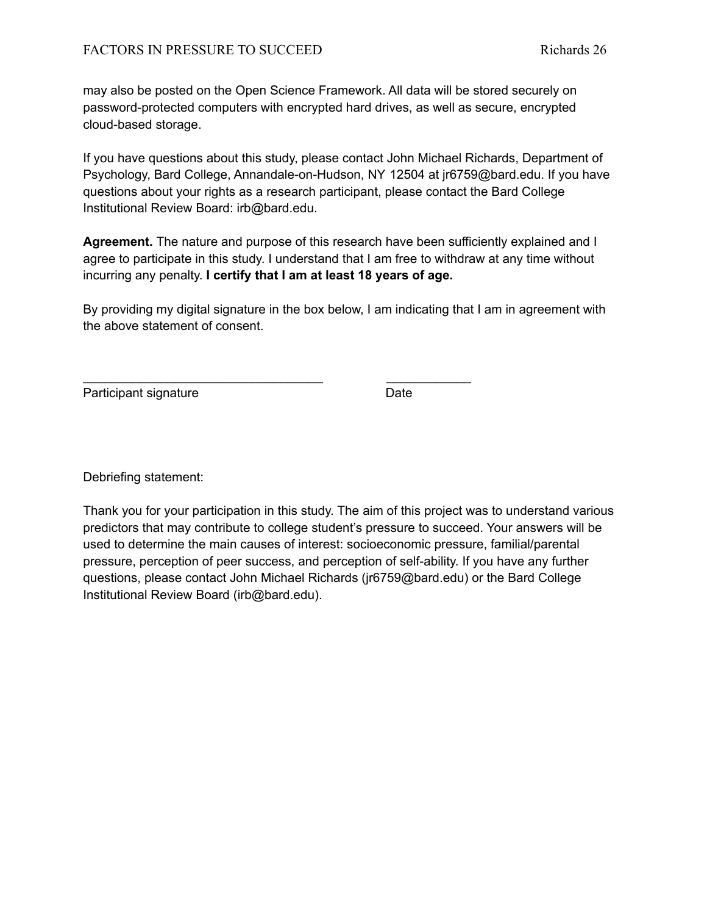may also be posted on the Open Science Framework. All data will be stored securely on password-protected computers with encrypted hard drives, as well as secure, encrypted cloud-based storage.

If you have questions about this study, please contact John Michael Richards, Department of Psychology, Bard College, Annandale-on-Hudson, NY 12504 at jr6759@bard.edu. If you have questions about your rights as a research participant, please contact the Bard College Institutional Review Board: irb@bard.edu.

**Agreement.** The nature and purpose of this research have been sufficiently explained and I agree to participate in this study. I understand that I am free to withdraw at any time without incurring any penalty. **I certify that I am at least 18 years of age.**

By providing my digital signature in the box below, I am indicating that I am in agreement with the above statement of consent.

___________________________________ ____________
Participant signature Date

Debriefing statement:

Thank you for your participation in this study. The aim of this project was to understand various predictors that may contribute to college student's pressure to succeed. Your answers will be used to determine the main causes of interest: socioeconomic pressure, familial/parental pressure, perception of peer success, and perception of self-ability. If you have any further questions, please contact John Michael Richards (jr6759@bard.edu) or the Bard College Institutional Review Board (irb@bard.edu).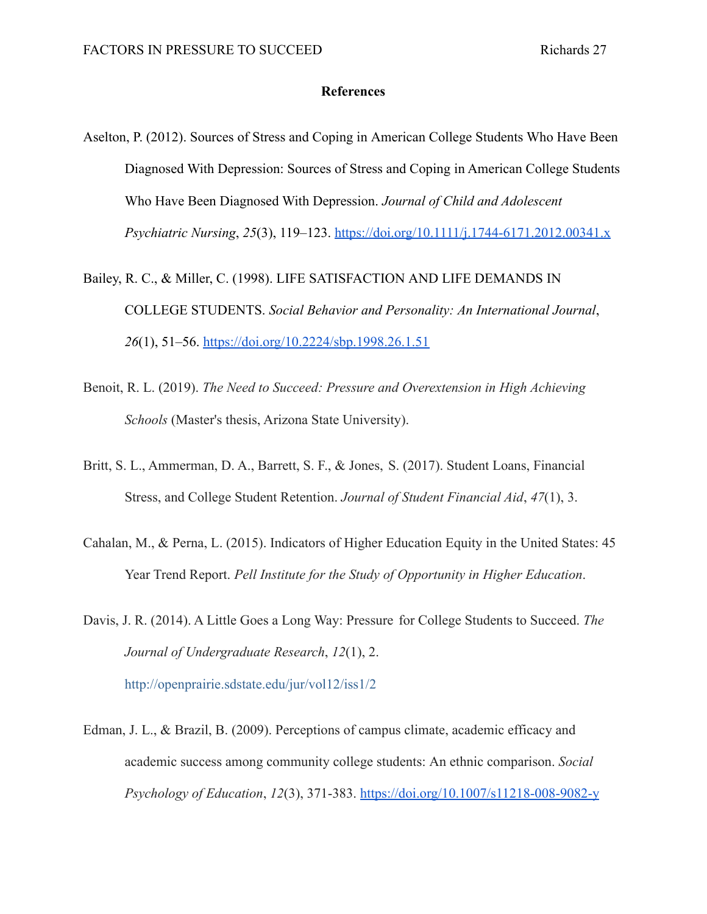# References

Aselton, P. (2012). Sources of Stress and Coping in American College Students Who Have Been Diagnosed With Depression: Sources of Stress and Coping in American College Students Who Have Been Diagnosed With Depression. *Journal of Child and Adolescent Psychiatric Nursing*, *25*(3), 119–123. https://doi.org/10.1111/j.1744-6171.2012.00341.x

Bailey, R. C., & Miller, C. (1998). LIFE SATISFACTION AND LIFE DEMANDS IN COLLEGE STUDENTS. *Social Behavior and Personality: An International Journal*, *26*(1), 51–56. https://doi.org/10.2224/sbp.1998.26.1.51

Benoit, R. L. (2019). *The Need to Succeed: Pressure and Overextension in High Achieving Schools* (Master's thesis, Arizona State University).

Britt, S. L., Ammerman, D. A., Barrett, S. F., & Jones, S. (2017). Student Loans, Financial Stress, and College Student Retention. *Journal of Student Financial Aid*, *47*(1), 3.

Cahalan, M., & Perna, L. (2015). Indicators of Higher Education Equity in the United States: 45 Year Trend Report. *Pell Institute for the Study of Opportunity in Higher Education*.

Davis, J. R. (2014). A Little Goes a Long Way: Pressure for College Students to Succeed. *The Journal of Undergraduate Research*, *12*(1), 2. http://openprairie.sdstate.edu/jur/vol12/iss1/2

Edman, J. L., & Brazil, B. (2009). Perceptions of campus climate, academic efficacy and academic success among community college students: An ethnic comparison. *Social Psychology of Education*, *12*(3), 371-383. https://doi.org/10.1007/s11218-008-9082-y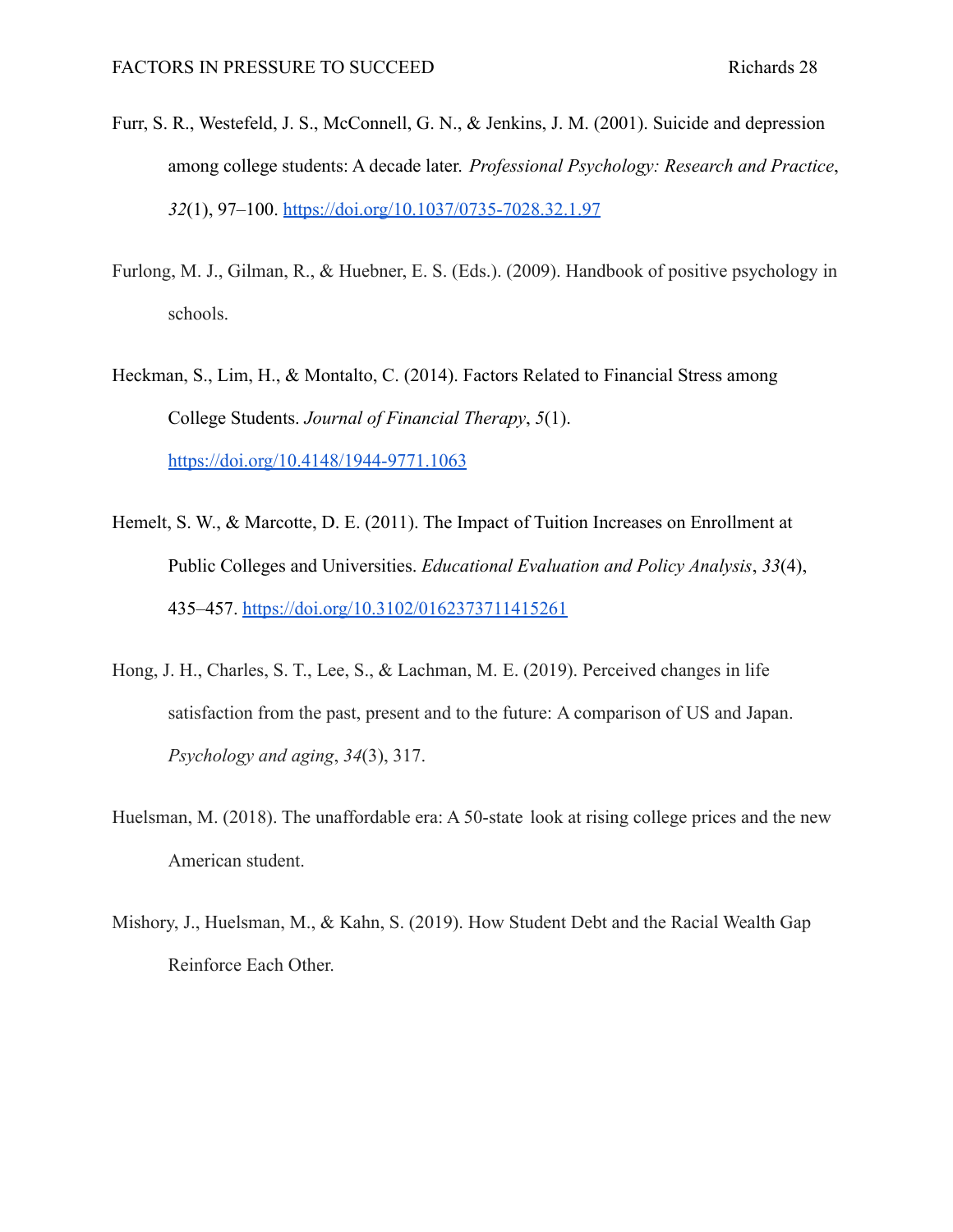Furr, S. R., Westefeld, J. S., McConnell, G. N., & Jenkins, J. M. (2001). Suicide and depression among college students: A decade later. *Professional Psychology: Research and Practice*, *32*(1), 97–100. https://doi.org/10.1037/0735-7028.32.1.97

Furlong, M. J., Gilman, R., & Huebner, E. S. (Eds.). (2009). Handbook of positive psychology in schools.

Heckman, S., Lim, H., & Montalto, C. (2014). Factors Related to Financial Stress among College Students. *Journal of Financial Therapy*, *5*(1). https://doi.org/10.4148/1944-9771.1063

Hemelt, S. W., & Marcotte, D. E. (2011). The Impact of Tuition Increases on Enrollment at Public Colleges and Universities. *Educational Evaluation and Policy Analysis*, *33*(4), 435–457. https://doi.org/10.3102/0162373711415261

Hong, J. H., Charles, S. T., Lee, S., & Lachman, M. E. (2019). Perceived changes in life satisfaction from the past, present and to the future: A comparison of US and Japan. *Psychology and aging*, *34*(3), 317.

Huelsman, M. (2018). The unaffordable era: A 50-state look at rising college prices and the new American student.

Mishory, J., Huelsman, M., & Kahn, S. (2019). How Student Debt and the Racial Wealth Gap Reinforce Each Other.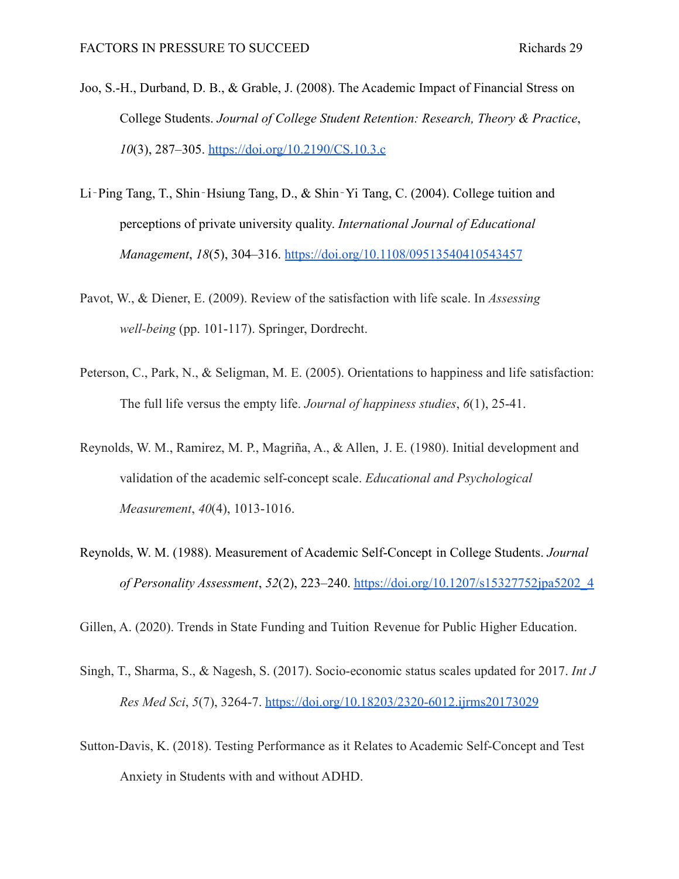Joo, S.-H., Durband, D. B., & Grable, J. (2008). The Academic Impact of Financial Stress on College Students. *Journal of College Student Retention: Research, Theory & Practice*, *10*(3), 287–305. https://doi.org/10.2190/CS.10.3.c

Li‐Ping Tang, T., Shin‐Hsiung Tang, D., & Shin‐Yi Tang, C. (2004). College tuition and perceptions of private university quality. *International Journal of Educational Management*, *18*(5), 304–316. https://doi.org/10.1108/09513540410543457

Pavot, W., & Diener, E. (2009). Review of the satisfaction with life scale. In *Assessing well-being* (pp. 101-117). Springer, Dordrecht.

Peterson, C., Park, N., & Seligman, M. E. (2005). Orientations to happiness and life satisfaction: The full life versus the empty life. *Journal of happiness studies*, *6*(1), 25-41.

Reynolds, W. M., Ramirez, M. P., Magriña, A., & Allen, J. E. (1980). Initial development and validation of the academic self-concept scale. *Educational and Psychological Measurement*, *40*(4), 1013-1016.

Reynolds, W. M. (1988). Measurement of Academic Self-Concept in College Students. *Journal of Personality Assessment*, *52*(2), 223–240. https://doi.org/10.1207/s15327752jpa5202_4

Gillen, A. (2020). Trends in State Funding and Tuition Revenue for Public Higher Education.

Singh, T., Sharma, S., & Nagesh, S. (2017). Socio-economic status scales updated for 2017. *Int J Res Med Sci*, *5*(7), 3264-7. https://doi.org/10.18203/2320-6012.ijrms20173029

Sutton-Davis, K. (2018). Testing Performance as it Relates to Academic Self-Concept and Test Anxiety in Students with and without ADHD.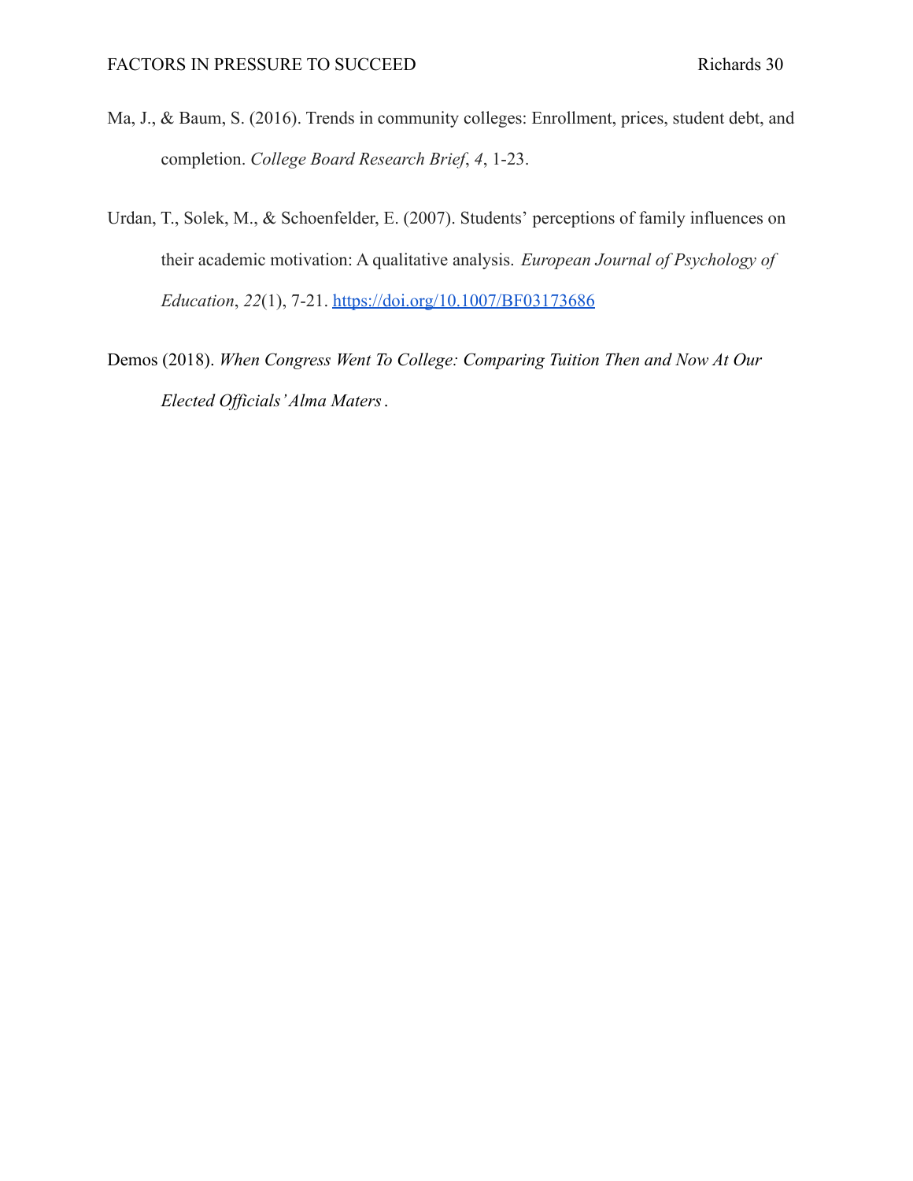Ma, J., & Baum, S. (2016). Trends in community colleges: Enrollment, prices, student debt, and completion. *College Board Research Brief*, *4*, 1-23.

Urdan, T., Solek, M., & Schoenfelder, E. (2007). Students' perceptions of family influences on their academic motivation: A qualitative analysis. *European Journal of Psychology of Education*, *22*(1), 7-21. https://doi.org/10.1007/BF03173686

Demos (2018). *When Congress Went To College: Comparing Tuition Then and Now At Our Elected Officials' Alma Maters*.